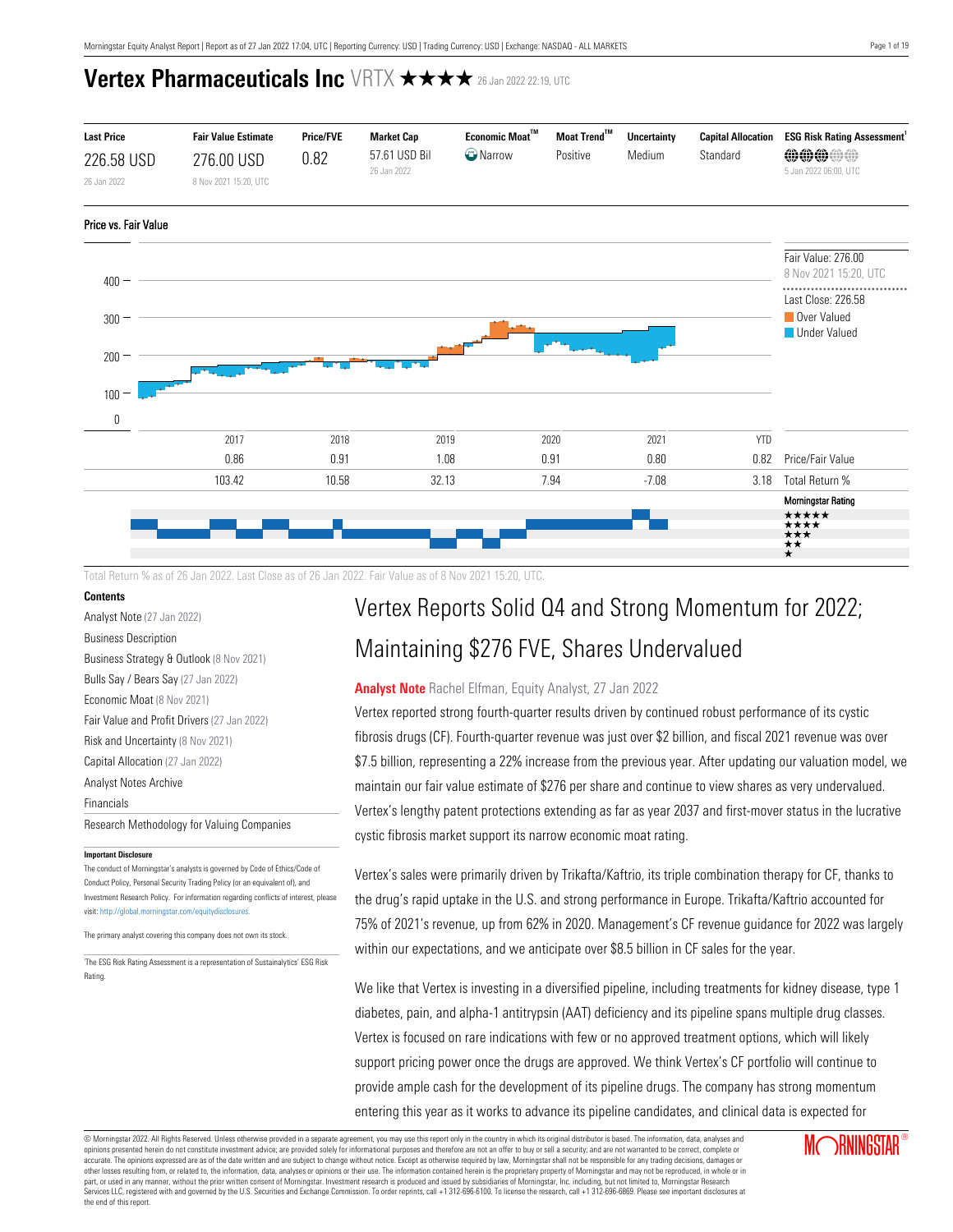# Vertex Pharmaceuticals Inc VRTX ★★★★ 26 Jan 2022 22:19, UTC

| Last Price | Fair Value Estimate | Price/FVE | Market Cap | Economic Moat™ | Moat Trend™ | Uncertainty | Capital Allocation | ESG Risk Rating Assessment[1] |
|---|---|---|---|---|---|---|---|---|
| 226.58 USD<br>26 Jan 2022 | 276.00 USD<br>8 Nov 2021 15:20, UTC | 0.82 | 57.61 USD Bil<br>26 Jan 2022 | Narrow | Positive | Medium | Standard | 5 Jan 2022 06:00, UTC |

## Price vs. Fair Value

Fair Value: 276.00
8 Nov 2021 15:20, UTC

Last Close: 226.58

Over Valued
Under Valued

| | 2017 | 2018 | 2019 | 2020 | 2021 | YTD | |
|---|---|---|---|---|---|---|---|
| | 0.86 | 0.91 | 1.08 | 0.91 | 0.80 | 0.82 | Price/Fair Value |
| | 103.42 | 10.58 | 32.13 | 7.94 | -7.08 | 3.18 | Total Return % |

Morningstar Rating

Total Return % as of 26 Jan 2022. Last Close as of 26 Jan 2022. Fair Value as of 8 Nov 2021 15:20, UTC.

**Contents**

- Analyst Note (27 Jan 2022)
- Business Description
- Business Strategy & Outlook (8 Nov 2021)
- Bulls Say / Bears Say (27 Jan 2022)
- Economic Moat (8 Nov 2021)
- Fair Value and Profit Drivers (27 Jan 2022)
- Risk and Uncertainty (8 Nov 2021)
- Capital Allocation (27 Jan 2022)
- Analyst Notes Archive
- Financials
- Research Methodology for Valuing Companies

**Important Disclosure**

The conduct of Morningstar's analysts is governed by Code of Ethics/Code of Conduct Policy, Personal Security Trading Policy (or an equivalent of), and Investment Research Policy. For information regarding conflicts of interest, please visit: http://global.morningstar.com/equitydisclosures.

The primary analyst covering this company does not own its stock.

[1]The ESG Risk Rating Assessment is a representation of Sustainalytics' ESG Risk Rating.

## Vertex Reports Solid Q4 and Strong Momentum for 2022; Maintaining $276 FVE, Shares Undervalued

**Analyst Note** Rachel Elfman, Equity Analyst, 27 Jan 2022

Vertex reported strong fourth-quarter results driven by continued robust performance of its cystic fibrosis drugs (CF). Fourth-quarter revenue was just over $2 billion, and fiscal 2021 revenue was over $7.5 billion, representing a 22% increase from the previous year. After updating our valuation model, we maintain our fair value estimate of $276 per share and continue to view shares as very undervalued. Vertex's lengthy patent protections extending as far as year 2037 and first-mover status in the lucrative cystic fibrosis market support its narrow economic moat rating.

Vertex's sales were primarily driven by Trikafta/Kaftrio, its triple combination therapy for CF, thanks to the drug's rapid uptake in the U.S. and strong performance in Europe. Trikafta/Kaftrio accounted for 75% of 2021's revenue, up from 62% in 2020. Management's CF revenue guidance for 2022 was largely within our expectations, and we anticipate over $8.5 billion in CF sales for the year.

We like that Vertex is investing in a diversified pipeline, including treatments for kidney disease, type 1 diabetes, pain, and alpha-1 antitrypsin (AAT) deficiency and its pipeline spans multiple drug classes. Vertex is focused on rare indications with few or no approved treatment options, which will likely support pricing power once the drugs are approved. We think Vertex's CF portfolio will continue to provide ample cash for the development of its pipeline drugs. The company has strong momentum entering this year as it works to advance its pipeline candidates, and clinical data is expected for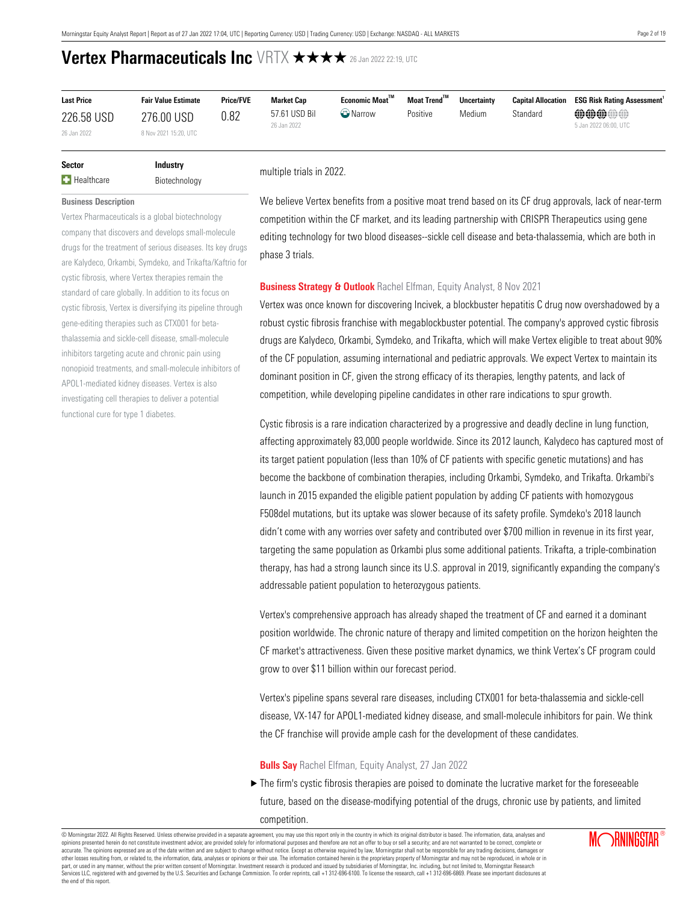# Vertex Pharmaceuticals Inc VRTX ★★★★ 26 Jan 2022 22:19, UTC

| Last Price | Fair Value Estimate | Price/FVE | Market Cap | Economic Moat™ | Moat Trend™ | Uncertainty | Capital Allocation | ESG Risk Rating Assessment[1] |
|---|---|---|---|---|---|---|---|---|
| 226.58 USD<br>26 Jan 2022 | 276.00 USD<br>8 Nov 2021 15:20, UTC | 0.82 | 57.61 USD Bil<br>26 Jan 2022 | Narrow | Positive | Medium | Standard | 5 Jan 2022 06:00, UTC |

| Sector | Industry |
|---|---|
| Healthcare | Biotechnology |

**Business Description**

Vertex Pharmaceuticals is a global biotechnology company that discovers and develops small-molecule drugs for the treatment of serious diseases. Its key drugs are Kalydeco, Orkambi, Symdeko, and Trikafta/Kaftrio for cystic fibrosis, where Vertex therapies remain the standard of care globally. In addition to its focus on cystic fibrosis, Vertex is diversifying its pipeline through gene-editing therapies such as CTX001 for beta-thalassemia and sickle-cell disease, small-molecule inhibitors targeting acute and chronic pain using nonopioid treatments, and small-molecule inhibitors of APOL1-mediated kidney diseases. Vertex is also investigating cell therapies to deliver a potential functional cure for type 1 diabetes.

multiple trials in 2022.

We believe Vertex benefits from a positive moat trend based on its CF drug approvals, lack of near-term competition within the CF market, and its leading partnership with CRISPR Therapeutics using gene editing technology for two blood diseases--sickle cell disease and beta-thalassemia, which are both in phase 3 trials.

**Business Strategy & Outlook** Rachel Elfman, Equity Analyst, 8 Nov 2021

Vertex was once known for discovering Incivek, a blockbuster hepatitis C drug now overshadowed by a robust cystic fibrosis franchise with megablockbuster potential. The company's approved cystic fibrosis drugs are Kalydeco, Orkambi, Symdeko, and Trikafta, which will make Vertex eligible to treat about 90% of the CF population, assuming international and pediatric approvals. We expect Vertex to maintain its dominant position in CF, given the strong efficacy of its therapies, lengthy patents, and lack of competition, while developing pipeline candidates in other rare indications to spur growth.

Cystic fibrosis is a rare indication characterized by a progressive and deadly decline in lung function, affecting approximately 83,000 people worldwide. Since its 2012 launch, Kalydeco has captured most of its target patient population (less than 10% of CF patients with specific genetic mutations) and has become the backbone of combination therapies, including Orkambi, Symdeko, and Trikafta. Orkambi's launch in 2015 expanded the eligible patient population by adding CF patients with homozygous F508del mutations, but its uptake was slower because of its safety profile. Symdeko's 2018 launch didn't come with any worries over safety and contributed over $700 million in revenue in its first year, targeting the same population as Orkambi plus some additional patients. Trikafta, a triple-combination therapy, has had a strong launch since its U.S. approval in 2019, significantly expanding the company's addressable patient population to heterozygous patients.

Vertex's comprehensive approach has already shaped the treatment of CF and earned it a dominant position worldwide. The chronic nature of therapy and limited competition on the horizon heighten the CF market's attractiveness. Given these positive market dynamics, we think Vertex's CF program could grow to over $11 billion within our forecast period.

Vertex's pipeline spans several rare diseases, including CTX001 for beta-thalassemia and sickle-cell disease, VX-147 for APOL1-mediated kidney disease, and small-molecule inhibitors for pain. We think the CF franchise will provide ample cash for the development of these candidates.

**Bulls Say** Rachel Elfman, Equity Analyst, 27 Jan 2022

- The firm's cystic fibrosis therapies are poised to dominate the lucrative market for the foreseeable future, based on the disease-modifying potential of the drugs, chronic use by patients, and limited competition.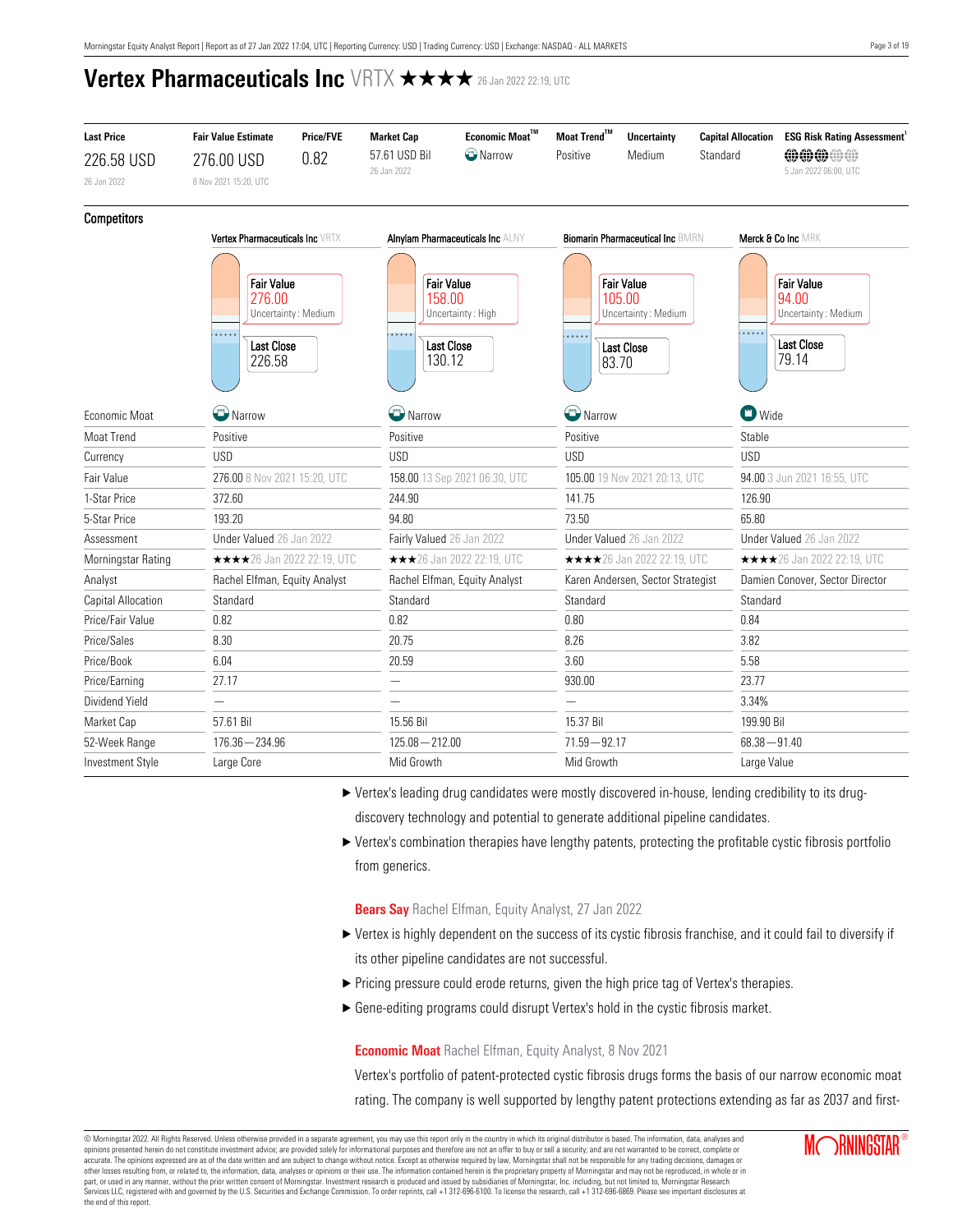# Vertex Pharmaceuticals Inc VRTX ★★★★ 26 Jan 2022 22:19, UTC

| Last Price | Fair Value Estimate | Price/FVE | Market Cap | Economic Moat™ | Moat Trend™ | Uncertainty | Capital Allocation | ESG Risk Rating Assessment[1] |
|---|---|---|---|---|---|---|---|---|
| 226.58 USD 26 Jan 2022 | 276.00 USD 8 Nov 2021 15:20, UTC | 0.82 | 57.61 USD Bil 26 Jan 2022 | Narrow | Positive | Medium | Standard | 5 Jan 2022 06:00, UTC |

## Competitors

| | Vertex Pharmaceuticals Inc VRTX | Alnylam Pharmaceuticals Inc ALNY | Biomarin Pharmaceutical Inc BMRN | Merck & Co Inc MRK |
|---|---|---|---|---|
| Fair Value | 276.00 Uncertainty : Medium | 158.00 Uncertainty : High | 105.00 Uncertainty : Medium | 94.00 Uncertainty : Medium |
| Last Close | 226.58 | 130.12 | 83.70 | 79.14 |
| Economic Moat | Narrow | Narrow | Narrow | Wide |
| Moat Trend | Positive | Positive | Positive | Stable |
| Currency | USD | USD | USD | USD |
| Fair Value | 276.00 8 Nov 2021 15:20, UTC | 158.00 13 Sep 2021 06:30, UTC | 105.00 19 Nov 2021 20:13, UTC | 94.00 3 Jun 2021 16:55, UTC |
| 1-Star Price | 372.60 | 244.90 | 141.75 | 126.90 |
| 5-Star Price | 193.20 | 94.80 | 73.50 | 65.80 |
| Assessment | Under Valued 26 Jan 2022 | Fairly Valued 26 Jan 2022 | Under Valued 26 Jan 2022 | Under Valued 26 Jan 2022 |
| Morningstar Rating | ★★★★26 Jan 2022 22:19, UTC | ★★★26 Jan 2022 22:19, UTC | ★★★★26 Jan 2022 22:19, UTC | ★★★★26 Jan 2022 22:19, UTC |
| Analyst | Rachel Elfman, Equity Analyst | Rachel Elfman, Equity Analyst | Karen Andersen, Sector Strategist | Damien Conover, Sector Director |
| Capital Allocation | Standard | Standard | Standard | Standard |
| Price/Fair Value | 0.82 | 0.82 | 0.80 | 0.84 |
| Price/Sales | 8.30 | 20.75 | 8.26 | 3.82 |
| Price/Book | 6.04 | 20.59 | 3.60 | 5.58 |
| Price/Earning | 27.17 | — | 930.00 | 23.77 |
| Dividend Yield | — | — | — | 3.34% |
| Market Cap | 57.61 Bil | 15.56 Bil | 15.37 Bil | 199.90 Bil |
| 52-Week Range | 176.36—234.96 | 125.08—212.00 | 71.59—92.17 | 68.38—91.40 |
| Investment Style | Large Core | Mid Growth | Mid Growth | Large Value |

- Vertex's leading drug candidates were mostly discovered in-house, lending credibility to its drug-discovery technology and potential to generate additional pipeline candidates.
- Vertex's combination therapies have lengthy patents, protecting the profitable cystic fibrosis portfolio from generics.

**Bears Say** Rachel Elfman, Equity Analyst, 27 Jan 2022

- Vertex is highly dependent on the success of its cystic fibrosis franchise, and it could fail to diversify if its other pipeline candidates are not successful.
- Pricing pressure could erode returns, given the high price tag of Vertex's therapies.
- Gene-editing programs could disrupt Vertex's hold in the cystic fibrosis market.

**Economic Moat** Rachel Elfman, Equity Analyst, 8 Nov 2021

Vertex's portfolio of patent-protected cystic fibrosis drugs forms the basis of our narrow economic moat rating. The company is well supported by lengthy patent protections extending as far as 2037 and first-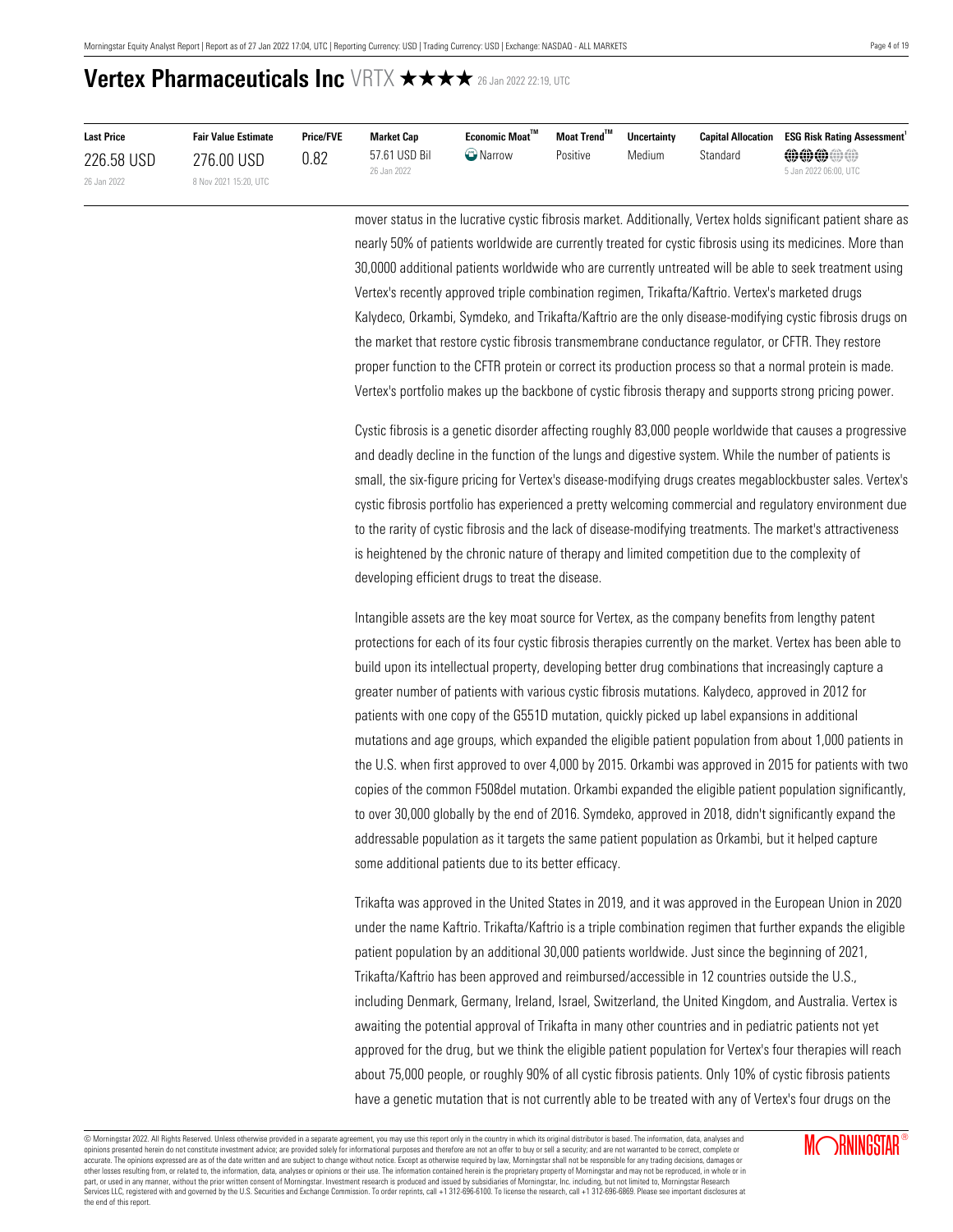# Vertex Pharmaceuticals Inc VRTX ★★★★ 26 Jan 2022 22:19, UTC

| Last Price | Fair Value Estimate | Price/FVE | Market Cap | Economic Moat™ | Moat Trend™ | Uncertainty | Capital Allocation | ESG Risk Rating Assessment[1] |
|---|---|---|---|---|---|---|---|---|
| 226.58 USD<br>26 Jan 2022 | 276.00 USD<br>8 Nov 2021 15:20, UTC | 0.82 | 57.61 USD Bil<br>26 Jan 2022 | Narrow | Positive | Medium | Standard | 5 Jan 2022 06:00, UTC |

mover status in the lucrative cystic fibrosis market. Additionally, Vertex holds significant patient share as nearly 50% of patients worldwide are currently treated for cystic fibrosis using its medicines. More than 30,0000 additional patients worldwide who are currently untreated will be able to seek treatment using Vertex's recently approved triple combination regimen, Trikafta/Kaftrio. Vertex's marketed drugs Kalydeco, Orkambi, Symdeko, and Trikafta/Kaftrio are the only disease-modifying cystic fibrosis drugs on the market that restore cystic fibrosis transmembrane conductance regulator, or CFTR. They restore proper function to the CFTR protein or correct its production process so that a normal protein is made. Vertex's portfolio makes up the backbone of cystic fibrosis therapy and supports strong pricing power.

Cystic fibrosis is a genetic disorder affecting roughly 83,000 people worldwide that causes a progressive and deadly decline in the function of the lungs and digestive system. While the number of patients is small, the six-figure pricing for Vertex's disease-modifying drugs creates megablockbuster sales. Vertex's cystic fibrosis portfolio has experienced a pretty welcoming commercial and regulatory environment due to the rarity of cystic fibrosis and the lack of disease-modifying treatments. The market's attractiveness is heightened by the chronic nature of therapy and limited competition due to the complexity of developing efficient drugs to treat the disease.

Intangible assets are the key moat source for Vertex, as the company benefits from lengthy patent protections for each of its four cystic fibrosis therapies currently on the market. Vertex has been able to build upon its intellectual property, developing better drug combinations that increasingly capture a greater number of patients with various cystic fibrosis mutations. Kalydeco, approved in 2012 for patients with one copy of the G551D mutation, quickly picked up label expansions in additional mutations and age groups, which expanded the eligible patient population from about 1,000 patients in the U.S. when first approved to over 4,000 by 2015. Orkambi was approved in 2015 for patients with two copies of the common F508del mutation. Orkambi expanded the eligible patient population significantly, to over 30,000 globally by the end of 2016. Symdeko, approved in 2018, didn't significantly expand the addressable population as it targets the same patient population as Orkambi, but it helped capture some additional patients due to its better efficacy.

Trikafta was approved in the United States in 2019, and it was approved in the European Union in 2020 under the name Kaftrio. Trikafta/Kaftrio is a triple combination regimen that further expands the eligible patient population by an additional 30,000 patients worldwide. Just since the beginning of 2021, Trikafta/Kaftrio has been approved and reimbursed/accessible in 12 countries outside the U.S., including Denmark, Germany, Ireland, Israel, Switzerland, the United Kingdom, and Australia. Vertex is awaiting the potential approval of Trikafta in many other countries and in pediatric patients not yet approved for the drug, but we think the eligible patient population for Vertex's four therapies will reach about 75,000 people, or roughly 90% of all cystic fibrosis patients. Only 10% of cystic fibrosis patients have a genetic mutation that is not currently able to be treated with any of Vertex's four drugs on the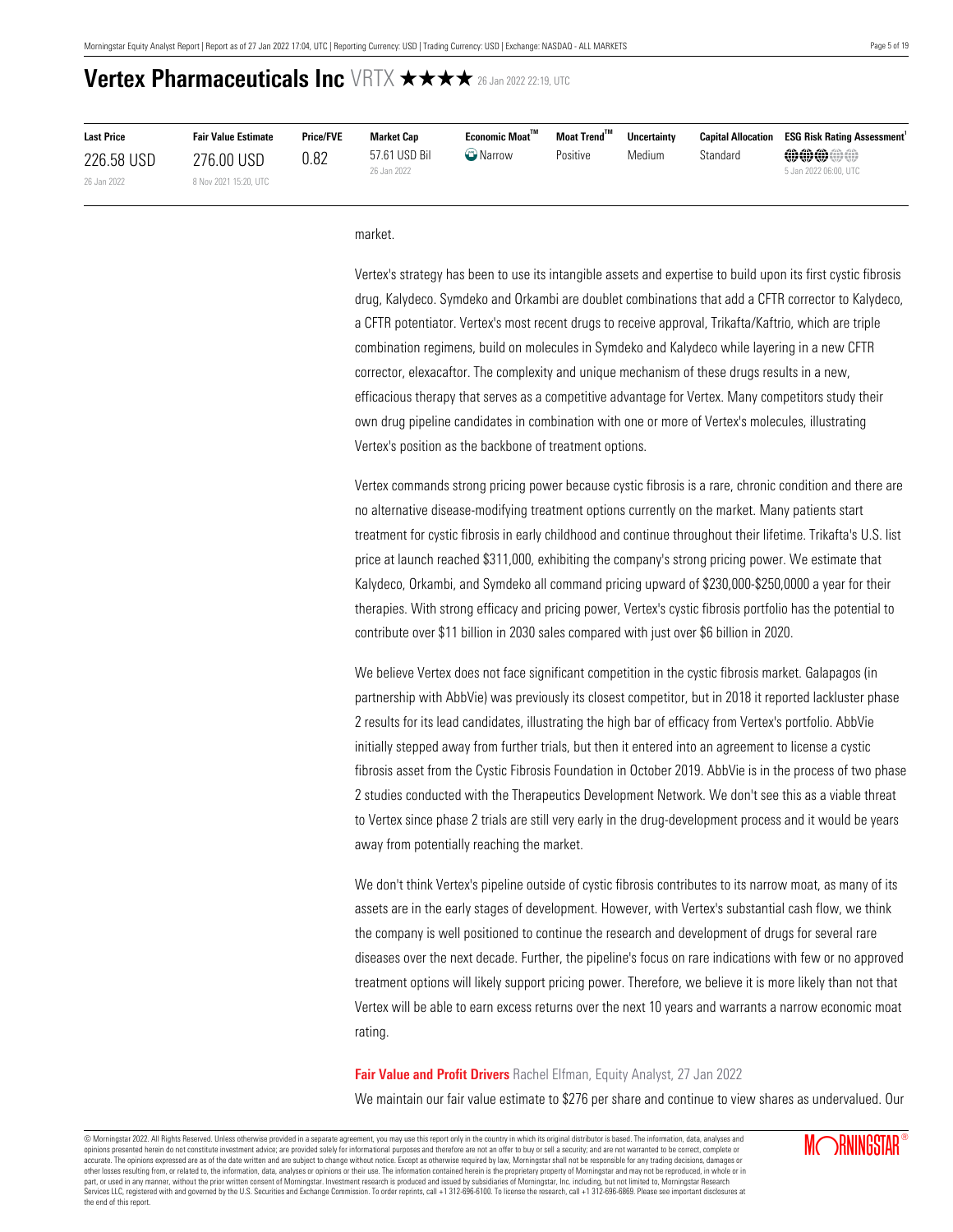# Vertex Pharmaceuticals Inc VRTX ★★★★ 26 Jan 2022 22:19, UTC

| Last Price | Fair Value Estimate | Price/FVE | Market Cap | Economic Moat™ | Moat Trend™ | Uncertainty | Capital Allocation | ESG Risk Rating Assessment[1] |
|---|---|---|---|---|---|---|---|---|
| 226.58 USD<br>26 Jan 2022 | 276.00 USD<br>8 Nov 2021 15:20, UTC | 0.82 | 57.61 USD Bil<br>26 Jan 2022 | Narrow | Positive | Medium | Standard | 5 Jan 2022 06:00, UTC |

market.

Vertex's strategy has been to use its intangible assets and expertise to build upon its first cystic fibrosis drug, Kalydeco. Symdeko and Orkambi are doublet combinations that add a CFTR corrector to Kalydeco, a CFTR potentiator. Vertex's most recent drugs to receive approval, Trikafta/Kaftrio, which are triple combination regimens, build on molecules in Symdeko and Kalydeco while layering in a new CFTR corrector, elexacaftor. The complexity and unique mechanism of these drugs results in a new, efficacious therapy that serves as a competitive advantage for Vertex. Many competitors study their own drug pipeline candidates in combination with one or more of Vertex's molecules, illustrating Vertex's position as the backbone of treatment options.

Vertex commands strong pricing power because cystic fibrosis is a rare, chronic condition and there are no alternative disease-modifying treatment options currently on the market. Many patients start treatment for cystic fibrosis in early childhood and continue throughout their lifetime. Trikafta's U.S. list price at launch reached $311,000, exhibiting the company's strong pricing power. We estimate that Kalydeco, Orkambi, and Symdeko all command pricing upward of $230,000-$250,0000 a year for their therapies. With strong efficacy and pricing power, Vertex's cystic fibrosis portfolio has the potential to contribute over $11 billion in 2030 sales compared with just over $6 billion in 2020.

We believe Vertex does not face significant competition in the cystic fibrosis market. Galapagos (in partnership with AbbVie) was previously its closest competitor, but in 2018 it reported lackluster phase 2 results for its lead candidates, illustrating the high bar of efficacy from Vertex's portfolio. AbbVie initially stepped away from further trials, but then it entered into an agreement to license a cystic fibrosis asset from the Cystic Fibrosis Foundation in October 2019. AbbVie is in the process of two phase 2 studies conducted with the Therapeutics Development Network. We don't see this as a viable threat to Vertex since phase 2 trials are still very early in the drug-development process and it would be years away from potentially reaching the market.

We don't think Vertex's pipeline outside of cystic fibrosis contributes to its narrow moat, as many of its assets are in the early stages of development. However, with Vertex's substantial cash flow, we think the company is well positioned to continue the research and development of drugs for several rare diseases over the next decade. Further, the pipeline's focus on rare indications with few or no approved treatment options will likely support pricing power. Therefore, we believe it is more likely than not that Vertex will be able to earn excess returns over the next 10 years and warrants a narrow economic moat rating.

**Fair Value and Profit Drivers** Rachel Elfman, Equity Analyst, 27 Jan 2022

We maintain our fair value estimate to $276 per share and continue to view shares as undervalued. Our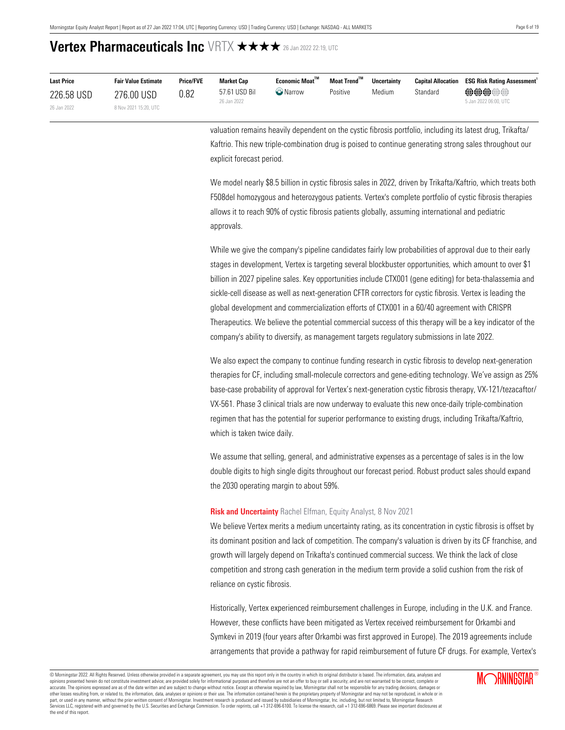# Vertex Pharmaceuticals Inc VRTX ★★★★ 26 Jan 2022 22:19, UTC

| Last Price | Fair Value Estimate | Price/FVE | Market Cap | Economic Moat™ | Moat Trend™ | Uncertainty | Capital Allocation | ESG Risk Rating Assessment[1] |
|---|---|---|---|---|---|---|---|---|
| 226.58 USD<br>26 Jan 2022 | 276.00 USD<br>8 Nov 2021 15:20, UTC | 0.82 | 57.61 USD Bil<br>26 Jan 2022 | Narrow | Positive | Medium | Standard | 5 Jan 2022 06:00, UTC |

valuation remains heavily dependent on the cystic fibrosis portfolio, including its latest drug, Trikafta/Kaftrio. This new triple-combination drug is poised to continue generating strong sales throughout our explicit forecast period.

We model nearly $8.5 billion in cystic fibrosis sales in 2022, driven by Trikafta/Kaftrio, which treats both F508del homozygous and heterozygous patients. Vertex's complete portfolio of cystic fibrosis therapies allows it to reach 90% of cystic fibrosis patients globally, assuming international and pediatric approvals.

While we give the company's pipeline candidates fairly low probabilities of approval due to their early stages in development, Vertex is targeting several blockbuster opportunities, which amount to over $1 billion in 2027 pipeline sales. Key opportunities include CTX001 (gene editing) for beta-thalassemia and sickle-cell disease as well as next-generation CFTR correctors for cystic fibrosis. Vertex is leading the global development and commercialization efforts of CTX001 in a 60/40 agreement with CRISPR Therapeutics. We believe the potential commercial success of this therapy will be a key indicator of the company's ability to diversify, as management targets regulatory submissions in late 2022.

We also expect the company to continue funding research in cystic fibrosis to develop next-generation therapies for CF, including small-molecule correctors and gene-editing technology. We've assign as 25% base-case probability of approval for Vertex's next-generation cystic fibrosis therapy, VX-121/tezacaftor/VX-561. Phase 3 clinical trials are now underway to evaluate this new once-daily triple-combination regimen that has the potential for superior performance to existing drugs, including Trikafta/Kaftrio, which is taken twice daily.

We assume that selling, general, and administrative expenses as a percentage of sales is in the low double digits to high single digits throughout our forecast period. Robust product sales should expand the 2030 operating margin to about 59%.

**Risk and Uncertainty** Rachel Elfman, Equity Analyst, 8 Nov 2021

We believe Vertex merits a medium uncertainty rating, as its concentration in cystic fibrosis is offset by its dominant position and lack of competition. The company's valuation is driven by its CF franchise, and growth will largely depend on Trikafta's continued commercial success. We think the lack of close competition and strong cash generation in the medium term provide a solid cushion from the risk of reliance on cystic fibrosis.

Historically, Vertex experienced reimbursement challenges in Europe, including in the U.K. and France. However, these conflicts have been mitigated as Vertex received reimbursement for Orkambi and Symkevi in 2019 (four years after Orkambi was first approved in Europe). The 2019 agreements include arrangements that provide a pathway for rapid reimbursement of future CF drugs. For example, Vertex's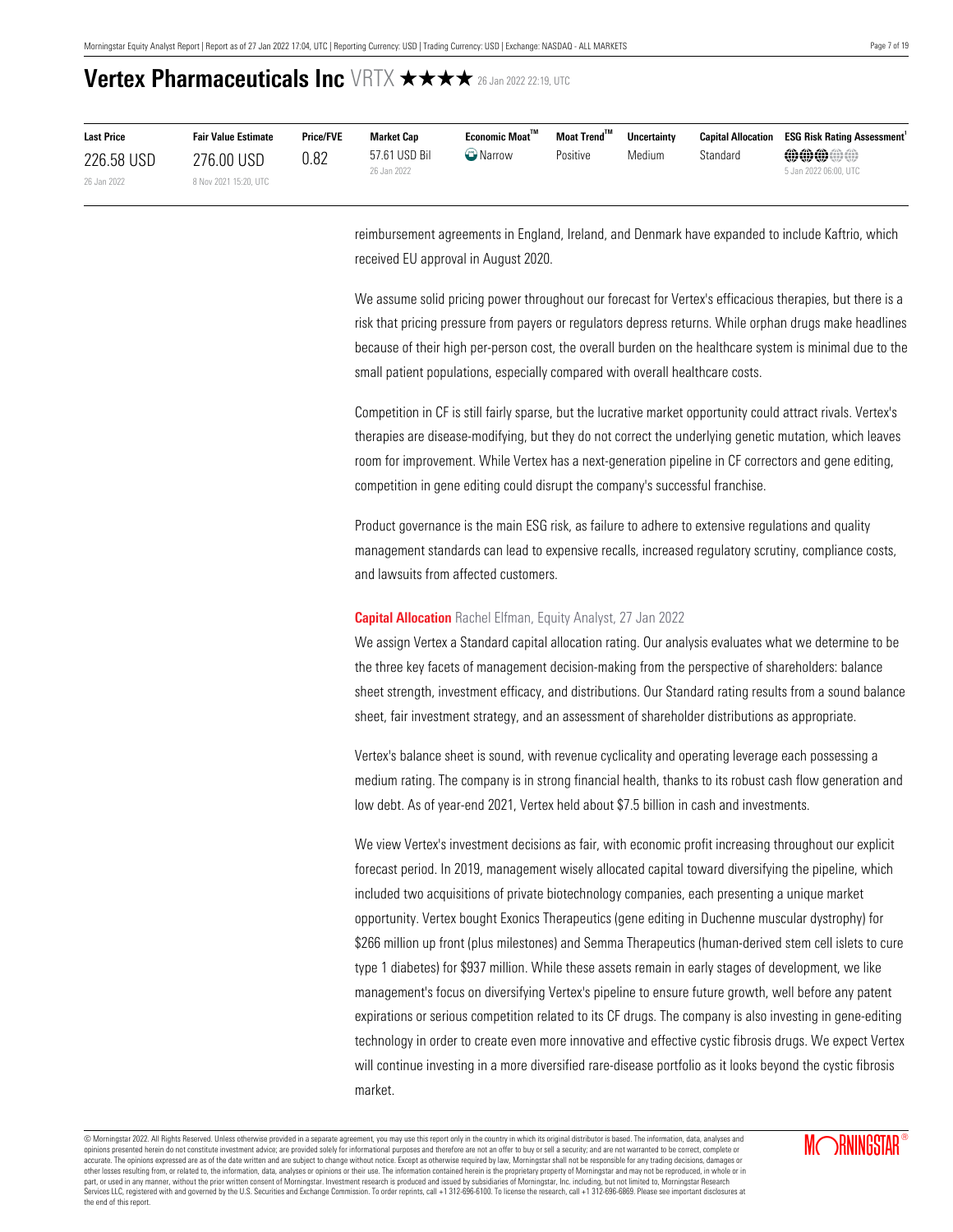# Vertex Pharmaceuticals Inc VRTX ★★★★ 26 Jan 2022 22:19, UTC

| Last Price | Fair Value Estimate | Price/FVE | Market Cap | Economic Moat™ | Moat Trend™ | Uncertainty | Capital Allocation | ESG Risk Rating Assessment[1] |
|---|---|---|---|---|---|---|---|---|
| 226.58 USD<br>26 Jan 2022 | 276.00 USD<br>8 Nov 2021 15:20, UTC | 0.82 | 57.61 USD Bil<br>26 Jan 2022 | Narrow | Positive | Medium | Standard | 5 Jan 2022 06:00, UTC |

reimbursement agreements in England, Ireland, and Denmark have expanded to include Kaftrio, which received EU approval in August 2020.

We assume solid pricing power throughout our forecast for Vertex's efficacious therapies, but there is a risk that pricing pressure from payers or regulators depress returns. While orphan drugs make headlines because of their high per-person cost, the overall burden on the healthcare system is minimal due to the small patient populations, especially compared with overall healthcare costs.

Competition in CF is still fairly sparse, but the lucrative market opportunity could attract rivals. Vertex's therapies are disease-modifying, but they do not correct the underlying genetic mutation, which leaves room for improvement. While Vertex has a next-generation pipeline in CF correctors and gene editing, competition in gene editing could disrupt the company's successful franchise.

Product governance is the main ESG risk, as failure to adhere to extensive regulations and quality management standards can lead to expensive recalls, increased regulatory scrutiny, compliance costs, and lawsuits from affected customers.

**Capital Allocation** Rachel Elfman, Equity Analyst, 27 Jan 2022

We assign Vertex a Standard capital allocation rating. Our analysis evaluates what we determine to be the three key facets of management decision-making from the perspective of shareholders: balance sheet strength, investment efficacy, and distributions. Our Standard rating results from a sound balance sheet, fair investment strategy, and an assessment of shareholder distributions as appropriate.

Vertex's balance sheet is sound, with revenue cyclicality and operating leverage each possessing a medium rating. The company is in strong financial health, thanks to its robust cash flow generation and low debt. As of year-end 2021, Vertex held about $7.5 billion in cash and investments.

We view Vertex's investment decisions as fair, with economic profit increasing throughout our explicit forecast period. In 2019, management wisely allocated capital toward diversifying the pipeline, which included two acquisitions of private biotechnology companies, each presenting a unique market opportunity. Vertex bought Exonics Therapeutics (gene editing in Duchenne muscular dystrophy) for $266 million up front (plus milestones) and Semma Therapeutics (human-derived stem cell islets to cure type 1 diabetes) for $937 million. While these assets remain in early stages of development, we like management's focus on diversifying Vertex's pipeline to ensure future growth, well before any patent expirations or serious competition related to its CF drugs. The company is also investing in gene-editing technology in order to create even more innovative and effective cystic fibrosis drugs. We expect Vertex will continue investing in a more diversified rare-disease portfolio as it looks beyond the cystic fibrosis market.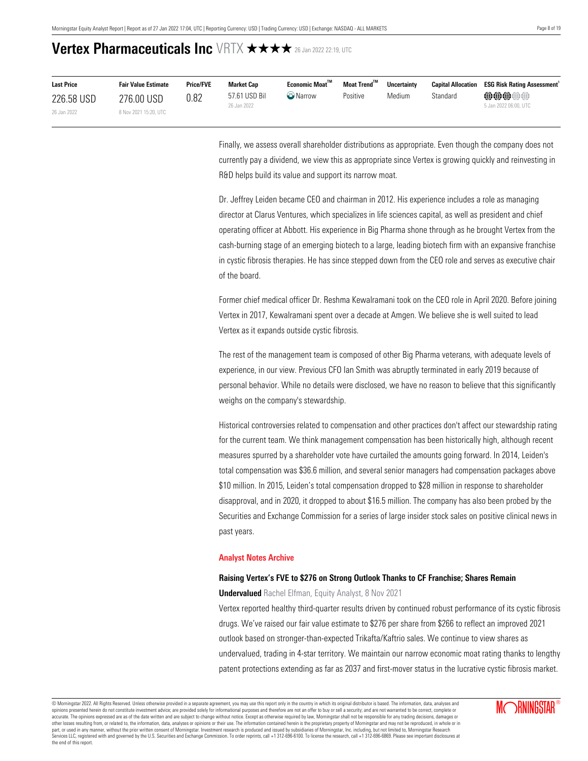# Vertex Pharmaceuticals Inc VRTX ★★★★ 26 Jan 2022 22:19, UTC

| Last Price | Fair Value Estimate | Price/FVE | Market Cap | Economic Moat™ | Moat Trend™ | Uncertainty | Capital Allocation | ESG Risk Rating Assessment[1] |
|---|---|---|---|---|---|---|---|---|
| 226.58 USD<br>26 Jan 2022 | 276.00 USD<br>8 Nov 2021 15:20, UTC | 0.82 | 57.61 USD Bil<br>26 Jan 2022 | Narrow | Positive | Medium | Standard | 5 Jan 2022 06:00, UTC |

Finally, we assess overall shareholder distributions as appropriate. Even though the company does not currently pay a dividend, we view this as appropriate since Vertex is growing quickly and reinvesting in R&D helps build its value and support its narrow moat.

Dr. Jeffrey Leiden became CEO and chairman in 2012. His experience includes a role as managing director at Clarus Ventures, which specializes in life sciences capital, as well as president and chief operating officer at Abbott. His experience in Big Pharma shone through as he brought Vertex from the cash-burning stage of an emerging biotech to a large, leading biotech firm with an expansive franchise in cystic fibrosis therapies. He has since stepped down from the CEO role and serves as executive chair of the board.

Former chief medical officer Dr. Reshma Kewalramani took on the CEO role in April 2020. Before joining Vertex in 2017, Kewalramani spent over a decade at Amgen. We believe she is well suited to lead Vertex as it expands outside cystic fibrosis.

The rest of the management team is composed of other Big Pharma veterans, with adequate levels of experience, in our view. Previous CFO Ian Smith was abruptly terminated in early 2019 because of personal behavior. While no details were disclosed, we have no reason to believe that this significantly weighs on the company's stewardship.

Historical controversies related to compensation and other practices don't affect our stewardship rating for the current team. We think management compensation has been historically high, although recent measures spurred by a shareholder vote have curtailed the amounts going forward. In 2014, Leiden's total compensation was $36.6 million, and several senior managers had compensation packages above $10 million. In 2015, Leiden's total compensation dropped to $28 million in response to shareholder disapproval, and in 2020, it dropped to about $16.5 million. The company has also been probed by the Securities and Exchange Commission for a series of large insider stock sales on positive clinical news in past years.

## Analyst Notes Archive

### Raising Vertex's FVE to $276 on Strong Outlook Thanks to CF Franchise; Shares Remain Undervalued

Rachel Elfman, Equity Analyst, 8 Nov 2021

Vertex reported healthy third-quarter results driven by continued robust performance of its cystic fibrosis drugs. We've raised our fair value estimate to $276 per share from $266 to reflect an improved 2021 outlook based on stronger-than-expected Trikafta/Kaftrio sales. We continue to view shares as undervalued, trading in 4-star territory. We maintain our narrow economic moat rating thanks to lengthy patent protections extending as far as 2037 and first-mover status in the lucrative cystic fibrosis market.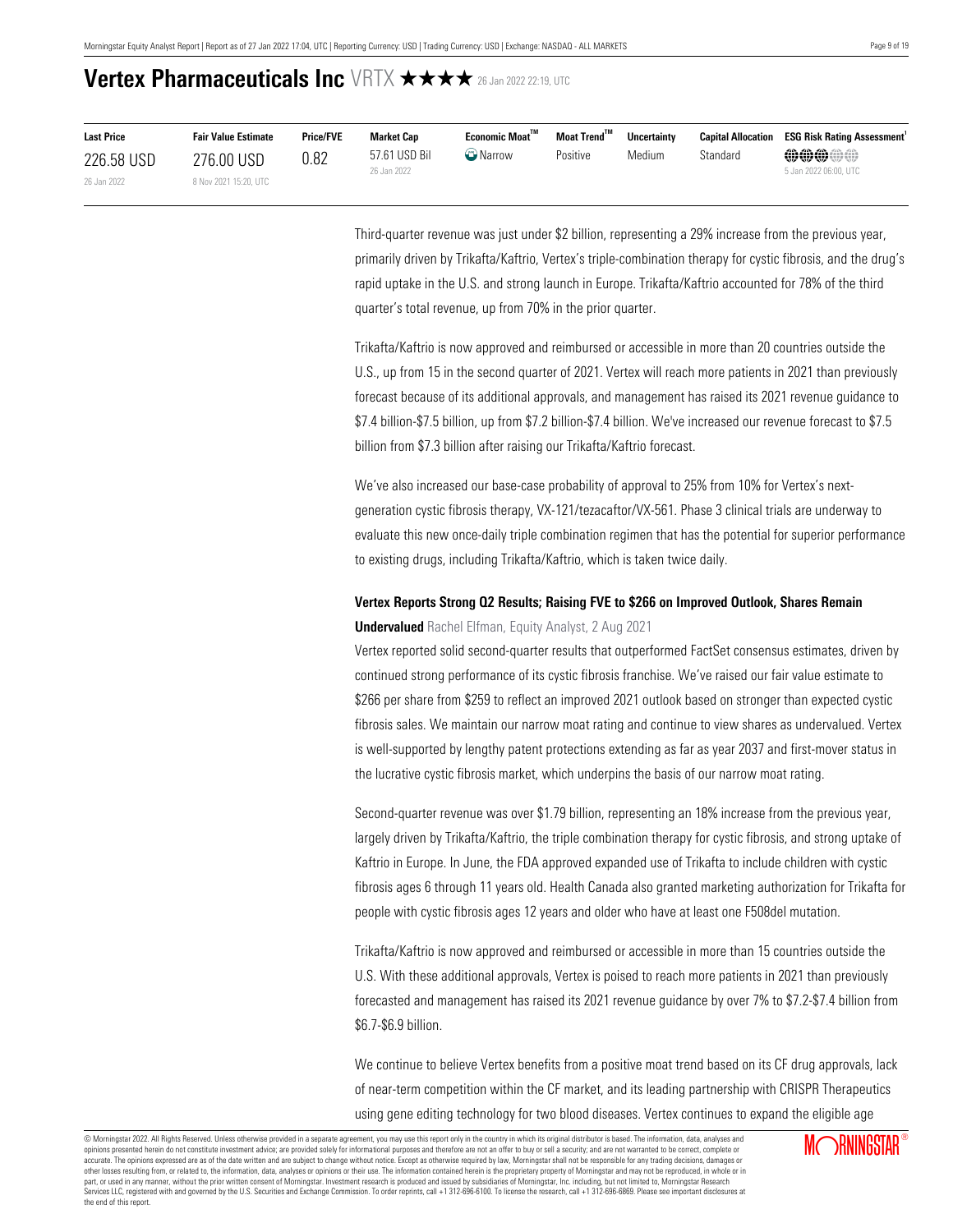# Vertex Pharmaceuticals Inc VRTX ★★★★ 26 Jan 2022 22:19, UTC

| Last Price | Fair Value Estimate | Price/FVE | Market Cap | Economic Moat™ | Moat Trend™ | Uncertainty | Capital Allocation | ESG Risk Rating Assessment[1] |
|---|---|---|---|---|---|---|---|---|
| 226.58 USD<br>26 Jan 2022 | 276.00 USD<br>8 Nov 2021 15:20, UTC | 0.82 | 57.61 USD Bil<br>26 Jan 2022 | Narrow | Positive | Medium | Standard | 3 of 5<br>5 Jan 2022 06:00, UTC |

Third-quarter revenue was just under $2 billion, representing a 29% increase from the previous year, primarily driven by Trikafta/Kaftrio, Vertex's triple-combination therapy for cystic fibrosis, and the drug's rapid uptake in the U.S. and strong launch in Europe. Trikafta/Kaftrio accounted for 78% of the third quarter's total revenue, up from 70% in the prior quarter.

Trikafta/Kaftrio is now approved and reimbursed or accessible in more than 20 countries outside the U.S., up from 15 in the second quarter of 2021. Vertex will reach more patients in 2021 than previously forecast because of its additional approvals, and management has raised its 2021 revenue guidance to $7.4 billion-$7.5 billion, up from $7.2 billion-$7.4 billion. We've increased our revenue forecast to $7.5 billion from $7.3 billion after raising our Trikafta/Kaftrio forecast.

We've also increased our base-case probability of approval to 25% from 10% for Vertex's next-generation cystic fibrosis therapy, VX-121/tezacaftor/VX-561. Phase 3 clinical trials are underway to evaluate this new once-daily triple combination regimen that has the potential for superior performance to existing drugs, including Trikafta/Kaftrio, which is taken twice daily.

**Vertex Reports Strong Q2 Results; Raising FVE to $266 on Improved Outlook, Shares Remain Undervalued** Rachel Elfman, Equity Analyst, 2 Aug 2021

Vertex reported solid second-quarter results that outperformed FactSet consensus estimates, driven by continued strong performance of its cystic fibrosis franchise. We've raised our fair value estimate to $266 per share from $259 to reflect an improved 2021 outlook based on stronger than expected cystic fibrosis sales. We maintain our narrow moat rating and continue to view shares as undervalued. Vertex is well-supported by lengthy patent protections extending as far as year 2037 and first-mover status in the lucrative cystic fibrosis market, which underpins the basis of our narrow moat rating.

Second-quarter revenue was over $1.79 billion, representing an 18% increase from the previous year, largely driven by Trikafta/Kaftrio, the triple combination therapy for cystic fibrosis, and strong uptake of Kaftrio in Europe. In June, the FDA approved expanded use of Trikafta to include children with cystic fibrosis ages 6 through 11 years old. Health Canada also granted marketing authorization for Trikafta for people with cystic fibrosis ages 12 years and older who have at least one F508del mutation.

Trikafta/Kaftrio is now approved and reimbursed or accessible in more than 15 countries outside the U.S. With these additional approvals, Vertex is poised to reach more patients in 2021 than previously forecasted and management has raised its 2021 revenue guidance by over 7% to $7.2-$7.4 billion from $6.7-$6.9 billion.

We continue to believe Vertex benefits from a positive moat trend based on its CF drug approvals, lack of near-term competition within the CF market, and its leading partnership with CRISPR Therapeutics using gene editing technology for two blood diseases. Vertex continues to expand the eligible age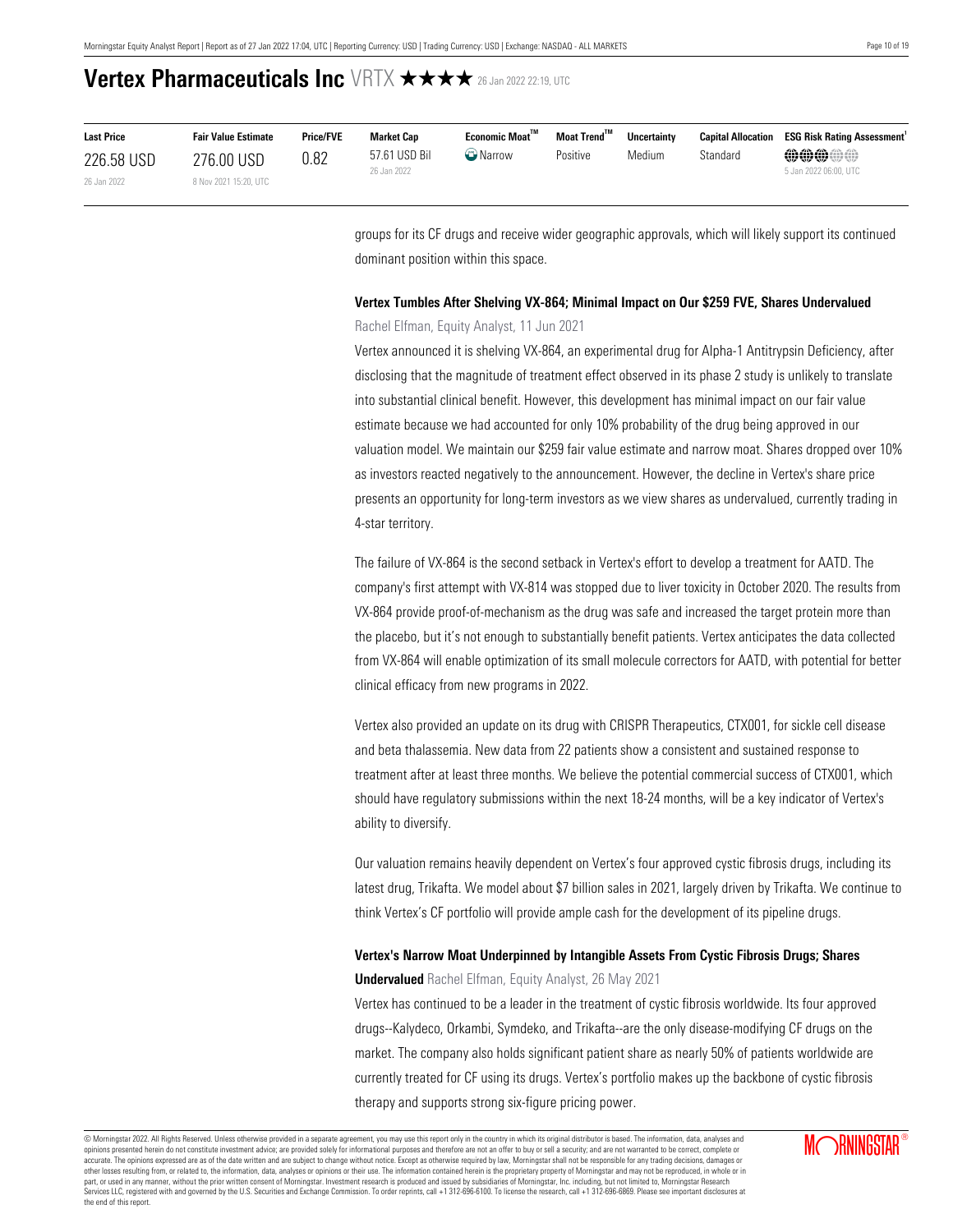# Vertex Pharmaceuticals Inc VRTX ★★★★ 26 Jan 2022 22:19, UTC

| Last Price | Fair Value Estimate | Price/FVE | Market Cap | Economic Moat™ | Moat Trend™ | Uncertainty | Capital Allocation | ESG Risk Rating Assessment[1] |
|---|---|---|---|---|---|---|---|---|
| 226.58 USD<br>26 Jan 2022 | 276.00 USD<br>8 Nov 2021 15:20, UTC | 0.82 | 57.61 USD Bil<br>26 Jan 2022 | Narrow | Positive | Medium | Standard | 5 Jan 2022 06:00, UTC |

groups for its CF drugs and receive wider geographic approvals, which will likely support its continued dominant position within this space.

### Vertex Tumbles After Shelving VX-864; Minimal Impact on Our $259 FVE, Shares Undervalued

Rachel Elfman, Equity Analyst, 11 Jun 2021

Vertex announced it is shelving VX-864, an experimental drug for Alpha-1 Antitrypsin Deficiency, after disclosing that the magnitude of treatment effect observed in its phase 2 study is unlikely to translate into substantial clinical benefit. However, this development has minimal impact on our fair value estimate because we had accounted for only 10% probability of the drug being approved in our valuation model. We maintain our $259 fair value estimate and narrow moat. Shares dropped over 10% as investors reacted negatively to the announcement. However, the decline in Vertex's share price presents an opportunity for long-term investors as we view shares as undervalued, currently trading in 4-star territory.

The failure of VX-864 is the second setback in Vertex's effort to develop a treatment for AATD. The company's first attempt with VX-814 was stopped due to liver toxicity in October 2020. The results from VX-864 provide proof-of-mechanism as the drug was safe and increased the target protein more than the placebo, but it's not enough to substantially benefit patients. Vertex anticipates the data collected from VX-864 will enable optimization of its small molecule correctors for AATD, with potential for better clinical efficacy from new programs in 2022.

Vertex also provided an update on its drug with CRISPR Therapeutics, CTX001, for sickle cell disease and beta thalassemia. New data from 22 patients show a consistent and sustained response to treatment after at least three months. We believe the potential commercial success of CTX001, which should have regulatory submissions within the next 18-24 months, will be a key indicator of Vertex's ability to diversify.

Our valuation remains heavily dependent on Vertex's four approved cystic fibrosis drugs, including its latest drug, Trikafta. We model about $7 billion sales in 2021, largely driven by Trikafta. We continue to think Vertex's CF portfolio will provide ample cash for the development of its pipeline drugs.

### Vertex's Narrow Moat Underpinned by Intangible Assets From Cystic Fibrosis Drugs; Shares Undervalued

Rachel Elfman, Equity Analyst, 26 May 2021

Vertex has continued to be a leader in the treatment of cystic fibrosis worldwide. Its four approved drugs--Kalydeco, Orkambi, Symdeko, and Trikafta--are the only disease-modifying CF drugs on the market. The company also holds significant patient share as nearly 50% of patients worldwide are currently treated for CF using its drugs. Vertex's portfolio makes up the backbone of cystic fibrosis therapy and supports strong six-figure pricing power.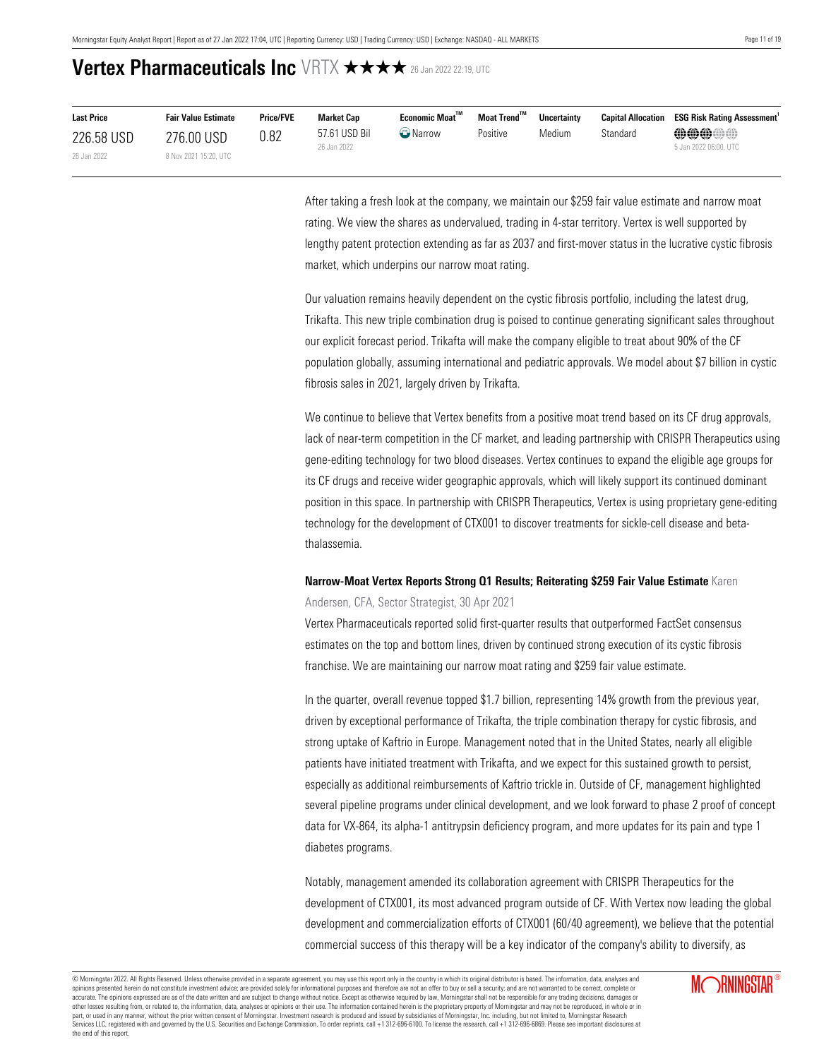# Vertex Pharmaceuticals Inc VRTX ★★★★ 26 Jan 2022 22:19, UTC

| Last Price | Fair Value Estimate | Price/FVE | Market Cap | Economic Moat™ | Moat Trend™ | Uncertainty | Capital Allocation | ESG Risk Rating Assessment[1] |
|---|---|---|---|---|---|---|---|---|
| 226.58 USD<br>26 Jan 2022 | 276.00 USD<br>8 Nov 2021 15:20, UTC | 0.82 | 57.61 USD Bil<br>26 Jan 2022 | Narrow | Positive | Medium | Standard | 5 Jan 2022 06:00, UTC |

After taking a fresh look at the company, we maintain our $259 fair value estimate and narrow moat rating. We view the shares as undervalued, trading in 4-star territory. Vertex is well supported by lengthy patent protection extending as far as 2037 and first-mover status in the lucrative cystic fibrosis market, which underpins our narrow moat rating.

Our valuation remains heavily dependent on the cystic fibrosis portfolio, including the latest drug, Trikafta. This new triple combination drug is poised to continue generating significant sales throughout our explicit forecast period. Trikafta will make the company eligible to treat about 90% of the CF population globally, assuming international and pediatric approvals. We model about $7 billion in cystic fibrosis sales in 2021, largely driven by Trikafta.

We continue to believe that Vertex benefits from a positive moat trend based on its CF drug approvals, lack of near-term competition in the CF market, and leading partnership with CRISPR Therapeutics using gene-editing technology for two blood diseases. Vertex continues to expand the eligible age groups for its CF drugs and receive wider geographic approvals, which will likely support its continued dominant position in this space. In partnership with CRISPR Therapeutics, Vertex is using proprietary gene-editing technology for the development of CTX001 to discover treatments for sickle-cell disease and beta-thalassemia.

**Narrow-Moat Vertex Reports Strong Q1 Results; Reiterating $259 Fair Value Estimate** Karen Andersen, CFA, Sector Strategist, 30 Apr 2021

Vertex Pharmaceuticals reported solid first-quarter results that outperformed FactSet consensus estimates on the top and bottom lines, driven by continued strong execution of its cystic fibrosis franchise. We are maintaining our narrow moat rating and $259 fair value estimate.

In the quarter, overall revenue topped $1.7 billion, representing 14% growth from the previous year, driven by exceptional performance of Trikafta, the triple combination therapy for cystic fibrosis, and strong uptake of Kaftrio in Europe. Management noted that in the United States, nearly all eligible patients have initiated treatment with Trikafta, and we expect for this sustained growth to persist, especially as additional reimbursements of Kaftrio trickle in. Outside of CF, management highlighted several pipeline programs under clinical development, and we look forward to phase 2 proof of concept data for VX-864, its alpha-1 antitrypsin deficiency program, and more updates for its pain and type 1 diabetes programs.

Notably, management amended its collaboration agreement with CRISPR Therapeutics for the development of CTX001, its most advanced program outside of CF. With Vertex now leading the global development and commercialization efforts of CTX001 (60/40 agreement), we believe that the potential commercial success of this therapy will be a key indicator of the company's ability to diversify, as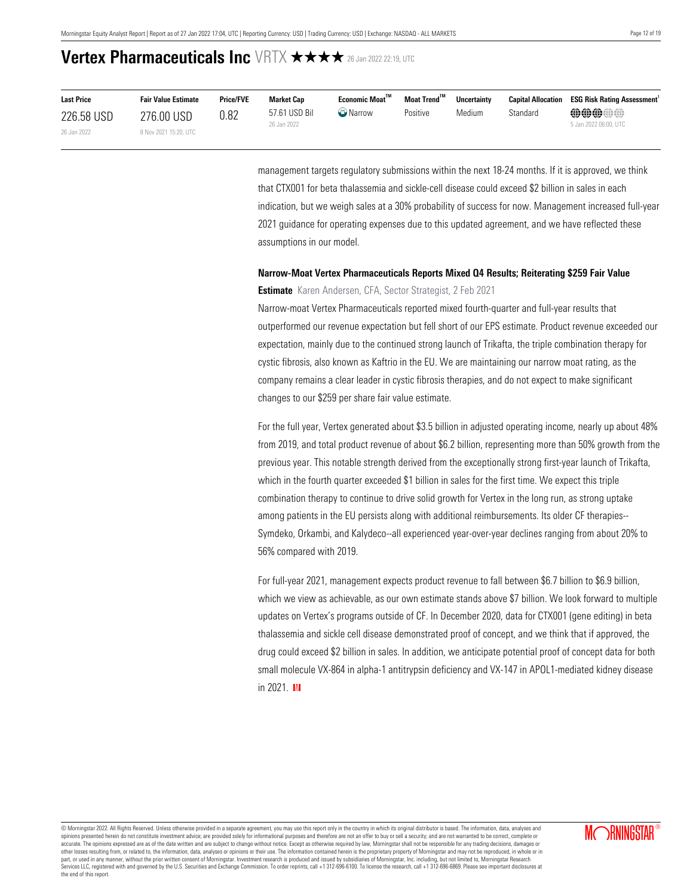# Vertex Pharmaceuticals Inc VRTX ★★★★ 26 Jan 2022 22:19, UTC

| Last Price | Fair Value Estimate | Price/FVE | Market Cap | Economic Moat™ | Moat Trend™ | Uncertainty | Capital Allocation | ESG Risk Rating Assessment[1] |
|---|---|---|---|---|---|---|---|---|
| 226.58 USD<br>26 Jan 2022 | 276.00 USD<br>8 Nov 2021 15:20, UTC | 0.82 | 57.61 USD Bil<br>26 Jan 2022 | Narrow | Positive | Medium | Standard | 3 of 5<br>5 Jan 2022 06:00, UTC |

management targets regulatory submissions within the next 18-24 months. If it is approved, we think that CTX001 for beta thalassemia and sickle-cell disease could exceed $2 billion in sales in each indication, but we weigh sales at a 30% probability of success for now. Management increased full-year 2021 guidance for operating expenses due to this updated agreement, and we have reflected these assumptions in our model.

**Narrow-Moat Vertex Pharmaceuticals Reports Mixed Q4 Results; Reiterating $259 Fair Value Estimate** Karen Andersen, CFA, Sector Strategist, 2 Feb 2021

Narrow-moat Vertex Pharmaceuticals reported mixed fourth-quarter and full-year results that outperformed our revenue expectation but fell short of our EPS estimate. Product revenue exceeded our expectation, mainly due to the continued strong launch of Trikafta, the triple combination therapy for cystic fibrosis, also known as Kaftrio in the EU. We are maintaining our narrow moat rating, as the company remains a clear leader in cystic fibrosis therapies, and do not expect to make significant changes to our $259 per share fair value estimate.

For the full year, Vertex generated about $3.5 billion in adjusted operating income, nearly up about 48% from 2019, and total product revenue of about $6.2 billion, representing more than 50% growth from the previous year. This notable strength derived from the exceptionally strong first-year launch of Trikafta, which in the fourth quarter exceeded $1 billion in sales for the first time. We expect this triple combination therapy to continue to drive solid growth for Vertex in the long run, as strong uptake among patients in the EU persists along with additional reimbursements. Its older CF therapies--Symdeko, Orkambi, and Kalydeco--all experienced year-over-year declines ranging from about 20% to 56% compared with 2019.

For full-year 2021, management expects product revenue to fall between $6.7 billion to $6.9 billion, which we view as achievable, as our own estimate stands above $7 billion. We look forward to multiple updates on Vertex's programs outside of CF. In December 2020, data for CTX001 (gene editing) in beta thalassemia and sickle cell disease demonstrated proof of concept, and we think that if approved, the drug could exceed $2 billion in sales. In addition, we anticipate potential proof of concept data for both small molecule VX-864 in alpha-1 antitrypsin deficiency and VX-147 in APOL1-mediated kidney disease in 2021.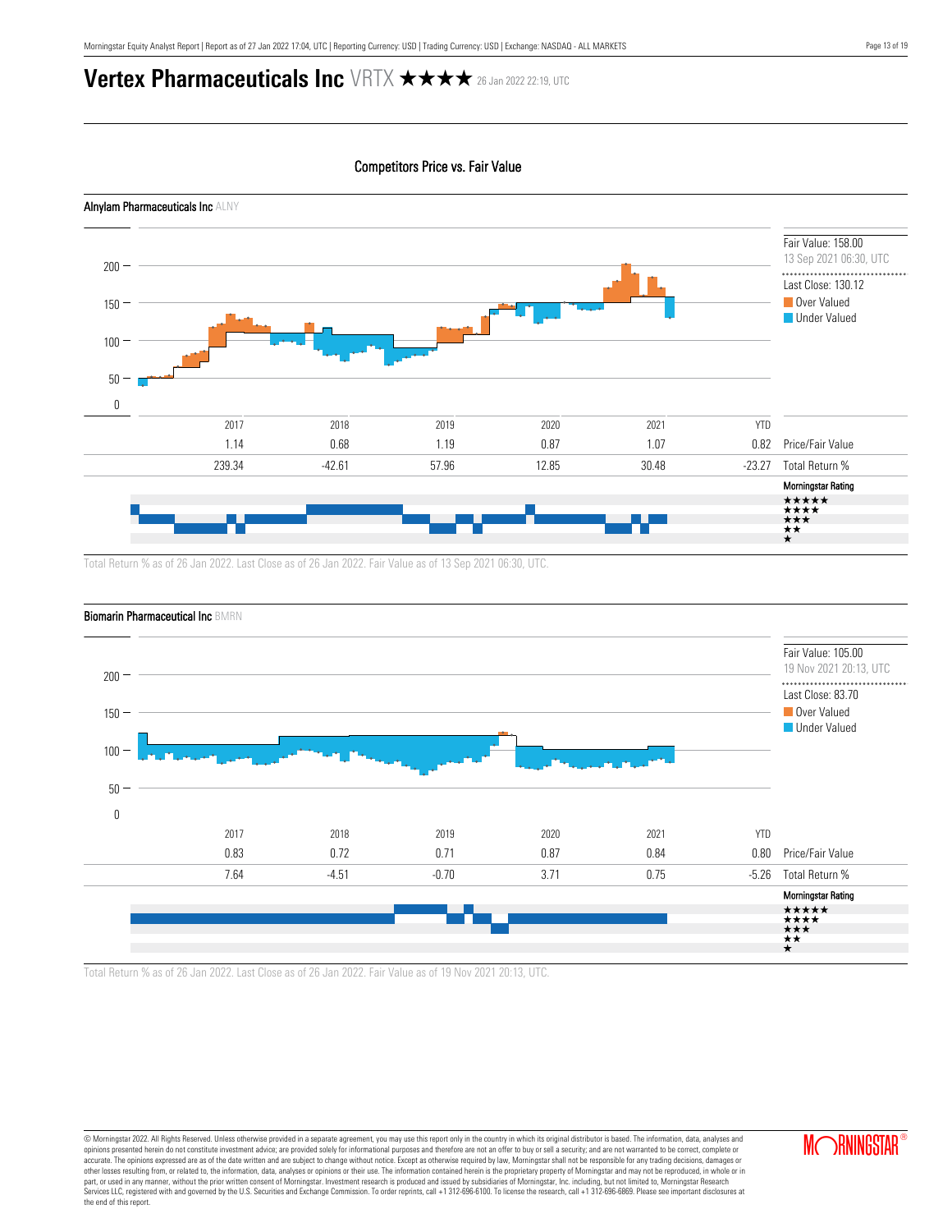# Vertex Pharmaceuticals Inc VRTX ★★★★ 26 Jan 2022 22:19, UTC

## Competitors Price vs. Fair Value

### Alnylam Pharmaceuticals Inc ALNY

Fair Value: 158.00
13 Sep 2021 06:30, UTC

Last Close: 130.12

Over Valued
Under Valued

| | 2017 | 2018 | 2019 | 2020 | 2021 | YTD | |
|---|---|---|---|---|---|---|---|
| | 1.14 | 0.68 | 1.19 | 0.87 | 1.07 | 0.82 | Price/Fair Value |
| | 239.34 | -42.61 | 57.96 | 12.85 | 30.48 | -23.27 | Total Return % |

Morningstar Rating

Total Return % as of 26 Jan 2022. Last Close as of 26 Jan 2022. Fair Value as of 13 Sep 2021 06:30, UTC.

### Biomarin Pharmaceutical Inc BMRN

Fair Value: 105.00
19 Nov 2021 20:13, UTC

Last Close: 83.70

Over Valued
Under Valued

| | 2017 | 2018 | 2019 | 2020 | 2021 | YTD | |
|---|---|---|---|---|---|---|---|
| | 0.83 | 0.72 | 0.71 | 0.87 | 0.84 | 0.80 | Price/Fair Value |
| | 7.64 | -4.51 | -0.70 | 3.71 | 0.75 | -5.26 | Total Return % |

Morningstar Rating

Total Return % as of 26 Jan 2022. Last Close as of 26 Jan 2022. Fair Value as of 19 Nov 2021 20:13, UTC.

© Morningstar 2022. All Rights Reserved. Unless otherwise provided in a separate agreement, you may use this report only in the country in which its original distributor is based. The information, data, analyses and opinions presented herein do not constitute investment advice; are provided solely for informational purposes and therefore are not an offer to buy or sell a security; and are not warranted to be correct, complete or accurate. The opinions expressed are as of the date written and are subject to change without notice. Except as otherwise required by law, Morningstar shall not be responsible for any trading decisions, damages or other losses resulting from, or related to, the information, data, analyses or opinions or their use. The information contained herein is the proprietary property of Morningstar and may not be reproduced, in whole or in part, or used in any manner, without the prior written consent of Morningstar. Investment research is produced and issued by subsidiaries of Morningstar, Inc. including, but not limited to, Morningstar Research Services LLC, registered with and governed by the U.S. Securities and Exchange Commission. To order reprints, call +1 312-696-6100. To license the research, call +1 312-696-6869. Please see important disclosures at the end of this report.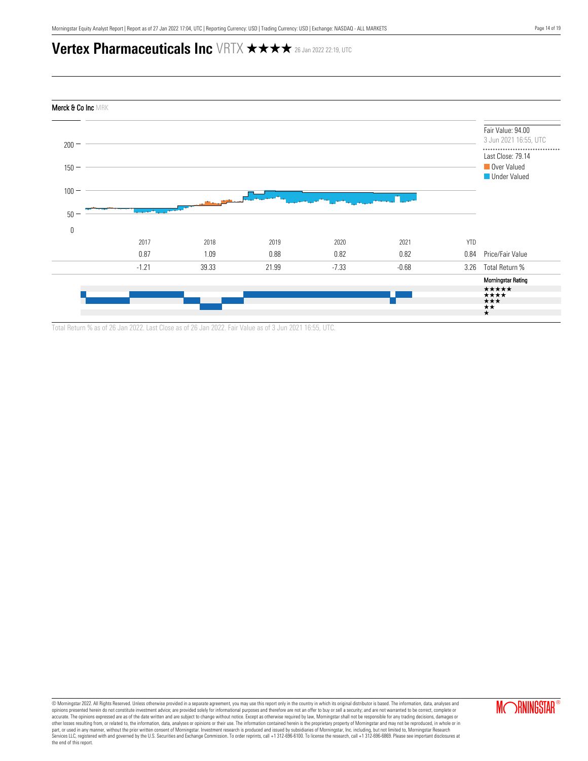# Vertex Pharmaceuticals Inc VRTX ★★★★ 26 Jan 2022 22:19, UTC

**Merck & Co Inc** MRK

Fair Value: 94.00
3 Jun 2021 16:55, UTC

Last Close: 79.14

Over Valued

Under Valued

| | 2017 | 2018 | 2019 | 2020 | 2021 | YTD | |
|---|---|---|---|---|---|---|---|
| | 0.87 | 1.09 | 0.88 | 0.82 | 0.82 | 0.84 | Price/Fair Value |
| | -1.21 | 39.33 | 21.99 | -7.33 | -0.68 | 3.26 | Total Return % |

Morningstar Rating

Total Return % as of 26 Jan 2022. Last Close as of 26 Jan 2022. Fair Value as of 3 Jun 2021 16:55, UTC.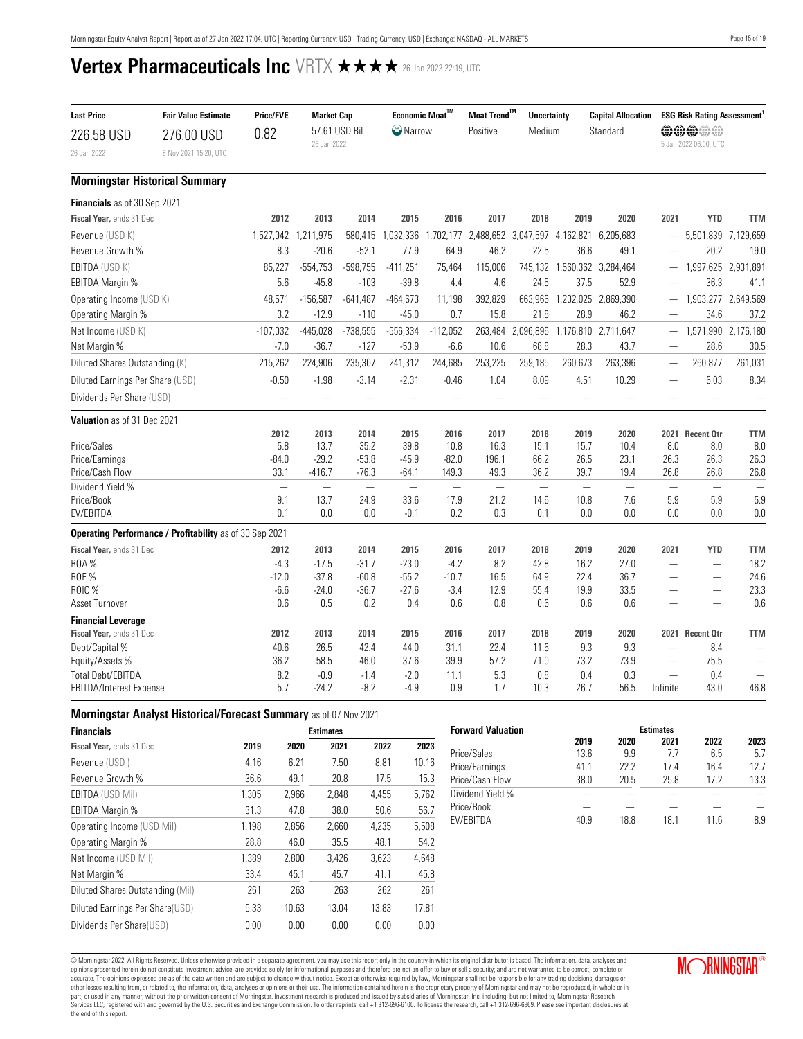# Vertex Pharmaceuticals Inc VRTX ★★★★ 26 Jan 2022 22:19, UTC

| Last Price | Fair Value Estimate | Price/FVE | Market Cap | Economic Moat™ | Moat Trend™ | Uncertainty | Capital Allocation | ESG Risk Rating Assessment[1] |
|---|---|---|---|---|---|---|---|---|
| 226.58 USD<br>26 Jan 2022 | 276.00 USD<br>8 Nov 2021 15:20, UTC | 0.82 | 57.61 USD Bil<br>26 Jan 2022 | Narrow | Positive | Medium | Standard | 3 of 5<br>5 Jan 2022 06:00, UTC |

## Morningstar Historical Summary

**Financials** as of 30 Sep 2021

| Fiscal Year, ends 31 Dec | 2012 | 2013 | 2014 | 2015 | 2016 | 2017 | 2018 | 2019 | 2020 | 2021 | YTD | TTM |
|---|---|---|---|---|---|---|---|---|---|---|---|---|
| Revenue (USD K) | 1,527,042 | 1,211,975 | 580,415 | 1,032,336 | 1,702,177 | 2,488,652 | 3,047,597 | 4,162,821 | 6,205,683 | — | 5,501,839 | 7,129,659 |
| Revenue Growth % | 8.3 | -20.6 | -52.1 | 77.9 | 64.9 | 46.2 | 22.5 | 36.6 | 49.1 | — | 20.2 | 19.0 |
| EBITDA (USD K) | 85,227 | -554,753 | -598,755 | -411,251 | 75,464 | 115,006 | 745,132 | 1,560,362 | 3,284,464 | — | 1,997,625 | 2,931,891 |
| EBITDA Margin % | 5.6 | -45.8 | -103 | -39.8 | 4.4 | 4.6 | 24.5 | 37.5 | 52.9 | — | 36.3 | 41.1 |
| Operating Income (USD K) | 48,571 | -156,587 | -641,487 | -464,673 | 11,198 | 392,829 | 663,966 | 1,202,025 | 2,869,390 | — | 1,903,277 | 2,649,569 |
| Operating Margin % | 3.2 | -12.9 | -110 | -45.0 | 0.7 | 15.8 | 21.8 | 28.9 | 46.2 | — | 34.6 | 37.2 |
| Net Income (USD K) | -107,032 | -445,028 | -738,555 | -556,334 | -112,052 | 263,484 | 2,096,896 | 1,176,810 | 2,711,647 | — | 1,571,990 | 2,176,180 |
| Net Margin % | -7.0 | -36.7 | -127 | -53.9 | -6.6 | 10.6 | 68.8 | 28.3 | 43.7 | — | 28.6 | 30.5 |
| Diluted Shares Outstanding (K) | 215,262 | 224,906 | 235,307 | 241,312 | 244,685 | 253,225 | 259,185 | 260,673 | 263,396 | — | 260,877 | 261,031 |
| Diluted Earnings Per Share (USD) | -0.50 | -1.98 | -3.14 | -2.31 | -0.46 | 1.04 | 8.09 | 4.51 | 10.29 | — | 6.03 | 8.34 |
| Dividends Per Share (USD) | — | — | — | — | — | — | — | — | — | — | — | — |

**Valuation** as of 31 Dec 2021

| | 2012 | 2013 | 2014 | 2015 | 2016 | 2017 | 2018 | 2019 | 2020 | 2021 | Recent Qtr | TTM |
|---|---|---|---|---|---|---|---|---|---|---|---|---|
| Price/Sales | 5.8 | 13.7 | 35.2 | 39.8 | 10.8 | 16.3 | 15.1 | 15.7 | 10.4 | 8.0 | 8.0 | 8.0 |
| Price/Earnings | -84.0 | -29.2 | -53.8 | -45.9 | -82.0 | 196.1 | 66.2 | 26.5 | 23.1 | 26.3 | 26.3 | 26.3 |
| Price/Cash Flow | 33.1 | -416.7 | -76.3 | -64.1 | 149.3 | 49.3 | 36.2 | 39.7 | 19.4 | 26.8 | 26.8 | 26.8 |
| Dividend Yield % | — | — | — | — | — | — | — | — | — | — | — | — |
| Price/Book | 9.1 | 13.7 | 24.9 | 33.6 | 17.9 | 21.2 | 14.6 | 10.8 | 7.6 | 5.9 | 5.9 | 5.9 |
| EV/EBITDA | 0.1 | 0.0 | 0.0 | -0.1 | 0.2 | 0.3 | 0.1 | 0.0 | 0.0 | 0.0 | 0.0 | 0.0 |

**Operating Performance / Profitability** as of 30 Sep 2021

| Fiscal Year, ends 31 Dec | 2012 | 2013 | 2014 | 2015 | 2016 | 2017 | 2018 | 2019 | 2020 | 2021 | YTD | TTM |
|---|---|---|---|---|---|---|---|---|---|---|---|---|
| ROA % | -4.3 | -17.5 | -31.7 | -23.0 | -4.2 | 8.2 | 42.8 | 16.2 | 27.0 | — | — | 18.2 |
| ROE % | -12.0 | -37.8 | -60.8 | -55.2 | -10.7 | 16.5 | 64.9 | 22.4 | 36.7 | — | — | 24.6 |
| ROIC % | -6.6 | -24.0 | -36.7 | -27.6 | -3.4 | 12.9 | 55.4 | 19.9 | 33.5 | — | — | 23.3 |
| Asset Turnover | 0.6 | 0.5 | 0.2 | 0.4 | 0.6 | 0.8 | 0.6 | 0.6 | 0.6 | — | — | 0.6 |

**Financial Leverage**

| Fiscal Year, ends 31 Dec | 2012 | 2013 | 2014 | 2015 | 2016 | 2017 | 2018 | 2019 | 2020 | 2021 | Recent Qtr | TTM |
|---|---|---|---|---|---|---|---|---|---|---|---|---|
| Debt/Capital % | 40.6 | 26.5 | 42.4 | 44.0 | 31.1 | 22.4 | 11.6 | 9.3 | 9.3 | — | 8.4 | — |
| Equity/Assets % | 36.2 | 58.5 | 46.0 | 37.6 | 39.9 | 57.2 | 71.0 | 73.2 | 73.9 | — | 75.5 | — |
| Total Debt/EBITDA | 8.2 | -0.9 | -1.4 | -2.0 | 11.1 | 5.3 | 0.8 | 0.4 | 0.3 | — | 0.4 | — |
| EBITDA/Interest Expense | 5.7 | -24.2 | -8.2 | -4.9 | 0.9 | 1.7 | 10.3 | 26.7 | 56.5 | Infinite | 43.0 | 46.8 |

## Morningstar Analyst Historical/Forecast Summary as of 07 Nov 2021

| Financials | | | Estimates | | |
|---|---|---|---|---|---|
| Fiscal Year, ends 31 Dec | 2019 | 2020 | 2021 | 2022 | 2023 |
| Revenue (USD ) | 4.16 | 6.21 | 7.50 | 8.81 | 10.16 |
| Revenue Growth % | 36.6 | 49.1 | 20.8 | 17.5 | 15.3 |
| EBITDA (USD Mil) | 1,305 | 2,966 | 2,848 | 4,455 | 5,762 |
| EBITDA Margin % | 31.3 | 47.8 | 38.0 | 50.6 | 56.7 |
| Operating Income (USD Mil) | 1,198 | 2,856 | 2,660 | 4,235 | 5,508 |
| Operating Margin % | 28.8 | 46.0 | 35.5 | 48.1 | 54.2 |
| Net Income (USD Mil) | 1,389 | 2,800 | 3,426 | 3,623 | 4,648 |
| Net Margin % | 33.4 | 45.1 | 45.7 | 41.1 | 45.8 |
| Diluted Shares Outstanding (Mil) | 261 | 263 | 263 | 262 | 261 |
| Diluted Earnings Per Share(USD) | 5.33 | 10.63 | 13.04 | 13.83 | 17.81 |
| Dividends Per Share(USD) | 0.00 | 0.00 | 0.00 | 0.00 | 0.00 |

| Forward Valuation | | | Estimates | | |
|---|---|---|---|---|---|
| | 2019 | 2020 | 2021 | 2022 | 2023 |
| Price/Sales | 13.6 | 9.9 | 7.7 | 6.5 | 5.7 |
| Price/Earnings | 41.1 | 22.2 | 17.4 | 16.4 | 12.7 |
| Price/Cash Flow | 38.0 | 20.5 | 25.8 | 17.2 | 13.3 |
| Dividend Yield % | — | — | — | — | — |
| Price/Book | — | — | — | — | — |
| EV/EBITDA | 40.9 | 18.8 | 18.1 | 11.6 | 8.9 |

© Morningstar 2022. All Rights Reserved. Unless otherwise provided in a separate agreement, you may use this report only in the country in which its original distributor is based. The information, data, analyses and opinions presented herein do not constitute investment advice; are provided solely for informational purposes and therefore are not an offer to buy or sell a security; and are not warranted to be correct, complete or accurate. The opinions expressed are as of the date written and are subject to change without notice. Except as otherwise required by law, Morningstar shall not be responsible for any trading decisions, damages or other losses resulting from, or related to, the information, data, analyses or opinions or their use. The information contained herein is the proprietary property of Morningstar and may not be reproduced, in whole or in part, or used in any manner, without the prior written consent of Morningstar. Investment research is produced and issued by subsidiaries of Morningstar, Inc. including, but not limited to, Morningstar Research Services LLC, registered with and governed by the U.S. Securities and Exchange Commission. To order reprints, call +1 312-696-6100. To license the research, call +1 312-696-6869. Please see important disclosures at the end of this report.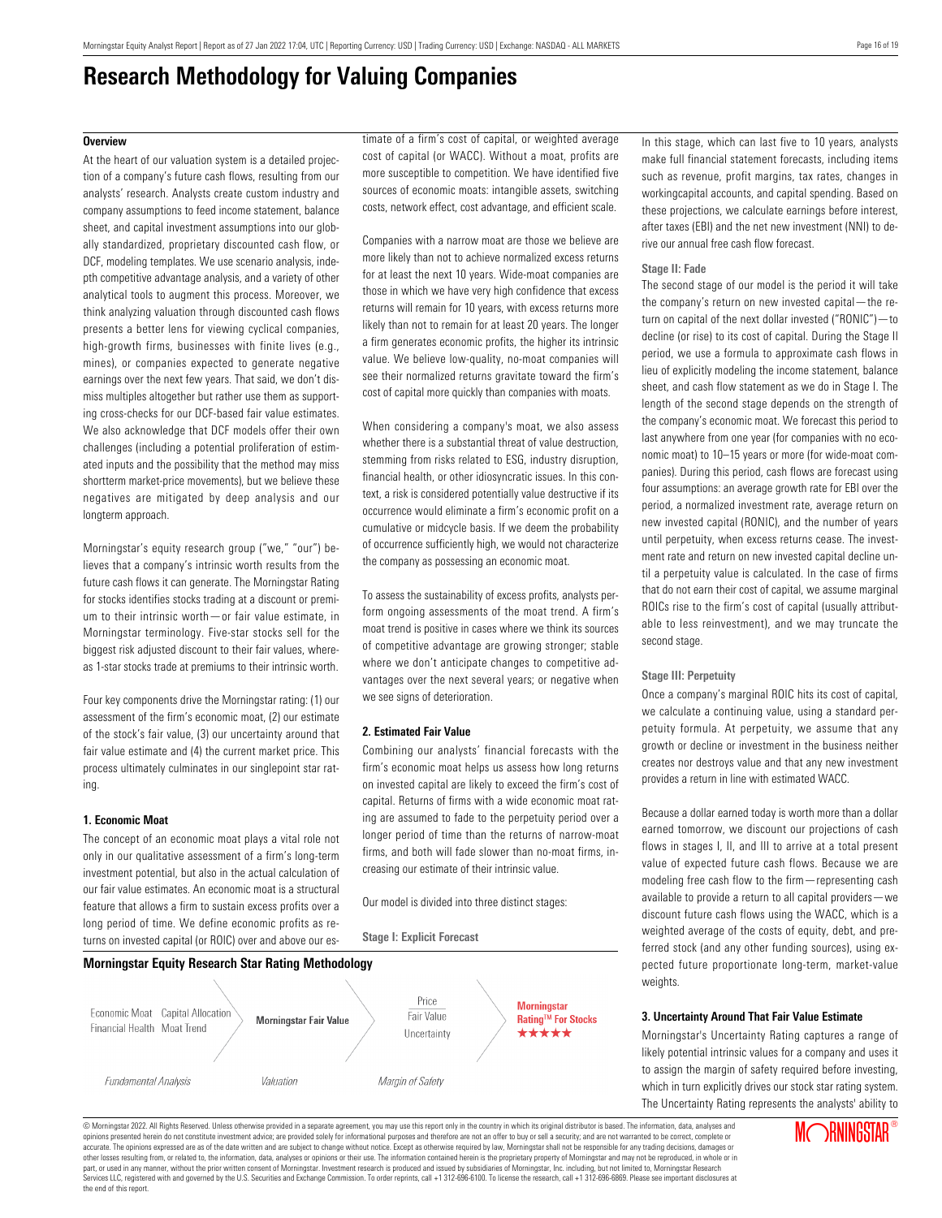# Research Methodology for Valuing Companies

### Overview

At the heart of our valuation system is a detailed projection of a company's future cash flows, resulting from our analysts' research. Analysts create custom industry and company assumptions to feed income statement, balance sheet, and capital investment assumptions into our globally standardized, proprietary discounted cash flow, or DCF, modeling templates. We use scenario analysis, indepth competitive advantage analysis, and a variety of other analytical tools to augment this process. Moreover, we think analyzing valuation through discounted cash flows presents a better lens for viewing cyclical companies, high-growth firms, businesses with finite lives (e.g., mines), or companies expected to generate negative earnings over the next few years. That said, we don't dismiss multiples altogether but rather use them as supporting cross-checks for our DCF-based fair value estimates. We also acknowledge that DCF models offer their own challenges (including a potential proliferation of estimated inputs and the possibility that the method may miss shortterm market-price movements), but we believe these negatives are mitigated by deep analysis and our longterm approach.

Morningstar's equity research group ("we," "our") believes that a company's intrinsic worth results from the future cash flows it can generate. The Morningstar Rating for stocks identifies stocks trading at a discount or premium to their intrinsic worth—or fair value estimate, in Morningstar terminology. Five-star stocks sell for the biggest risk adjusted discount to their fair values, whereas 1-star stocks trade at premiums to their intrinsic worth.

Four key components drive the Morningstar rating: (1) our assessment of the firm's economic moat, (2) our estimate of the stock's fair value, (3) our uncertainty around that fair value estimate and (4) the current market price. This process ultimately culminates in our singlepoint star rating.

### 1. Economic Moat

The concept of an economic moat plays a vital role not only in our qualitative assessment of a firm's long-term investment potential, but also in the actual calculation of our fair value estimates. An economic moat is a structural feature that allows a firm to sustain excess profits over a long period of time. We define economic profits as returns on invested capital (or ROIC) over and above our estimate of a firm's cost of capital, or weighted average cost of capital (or WACC). Without a moat, profits are more susceptible to competition. We have identified five sources of economic moats: intangible assets, switching costs, network effect, cost advantage, and efficient scale.

Companies with a narrow moat are those we believe are more likely than not to achieve normalized excess returns for at least the next 10 years. Wide-moat companies are those in which we have very high confidence that excess returns will remain for 10 years, with excess returns more likely than not to remain for at least 20 years. The longer a firm generates economic profits, the higher its intrinsic value. We believe low-quality, no-moat companies will see their normalized returns gravitate toward the firm's cost of capital more quickly than companies with moats.

When considering a company's moat, we also assess whether there is a substantial threat of value destruction, stemming from risks related to ESG, industry disruption, financial health, or other idiosyncratic issues. In this context, a risk is considered potentially value destructive if its occurrence would eliminate a firm's economic profit on a cumulative or midcycle basis. If we deem the probability of occurrence sufficiently high, we would not characterize the company as possessing an economic moat.

To assess the sustainability of excess profits, analysts perform ongoing assessments of the moat trend. A firm's moat trend is positive in cases where we think its sources of competitive advantage are growing stronger; stable where we don't anticipate changes to competitive advantages over the next several years; or negative when we see signs of deterioration.

### 2. Estimated Fair Value

Combining our analysts' financial forecasts with the firm's economic moat helps us assess how long returns on invested capital are likely to exceed the firm's cost of capital. Returns of firms with a wide economic moat rating are assumed to fade to the perpetuity period over a longer period of time than the returns of narrow-moat firms, and both will fade slower than no-moat firms, increasing our estimate of their intrinsic value.

Our model is divided into three distinct stages:

#### Stage I: Explicit Forecast

In this stage, which can last five to 10 years, analysts make full financial statement forecasts, including items such as revenue, profit margins, tax rates, changes in workingcapital accounts, and capital spending. Based on these projections, we calculate earnings before interest, after taxes (EBI) and the net new investment (NNI) to derive our annual free cash flow forecast.

#### Stage II: Fade

The second stage of our model is the period it will take the company's return on new invested capital—the return on capital of the next dollar invested ("RONIC")—to decline (or rise) to its cost of capital. During the Stage II period, we use a formula to approximate cash flows in lieu of explicitly modeling the income statement, balance sheet, and cash flow statement as we do in Stage I. The length of the second stage depends on the strength of the company's economic moat. We forecast this period to last anywhere from one year (for companies with no economic moat) to 10–15 years or more (for wide-moat companies). During this period, cash flows are forecast using four assumptions: an average growth rate for EBI over the period, a normalized investment rate, average return on new invested capital (RONIC), and the number of years until perpetuity, when excess returns cease. The investment rate and return on new invested capital decline until a perpetuity value is calculated. In the case of firms that do not earn their cost of capital, we assume marginal ROICs rise to the firm's cost of capital (usually attributable to less reinvestment), and we may truncate the second stage.

#### Stage III: Perpetuity

Once a company's marginal ROIC hits its cost of capital, we calculate a continuing value, using a standard perpetuity formula. At perpetuity, we assume that any growth or decline or investment in the business neither creates nor destroys value and that any new investment provides a return in line with estimated WACC.

Because a dollar earned today is worth more than a dollar earned tomorrow, we discount our projections of cash flows in stages I, II, and III to arrive at a total present value of expected future cash flows. Because we are modeling free cash flow to the firm—representing cash available to provide a return to all capital providers—we discount future cash flows using the WACC, which is a weighted average of the costs of equity, debt, and preferred stock (and any other funding sources), using expected future proportionate long-term, market-value weights.

### 3. Uncertainty Around That Fair Value Estimate

Morningstar's Uncertainty Rating captures a range of likely potential intrinsic values for a company and uses it to assign the margin of safety required before investing, which in turn explicitly drives our stock star rating system. The Uncertainty Rating represents the analysts' ability to

### Morningstar Equity Research Star Rating Methodology

| Fundamental Analysis | Valuation | Margin of Safety | |
|---|---|---|---|
| Economic Moat, Capital Allocation, Financial Health, Moat Trend | Morningstar Fair Value | Price / Fair Value, Uncertainty | Morningstar Rating™ For Stocks ★★★★★ |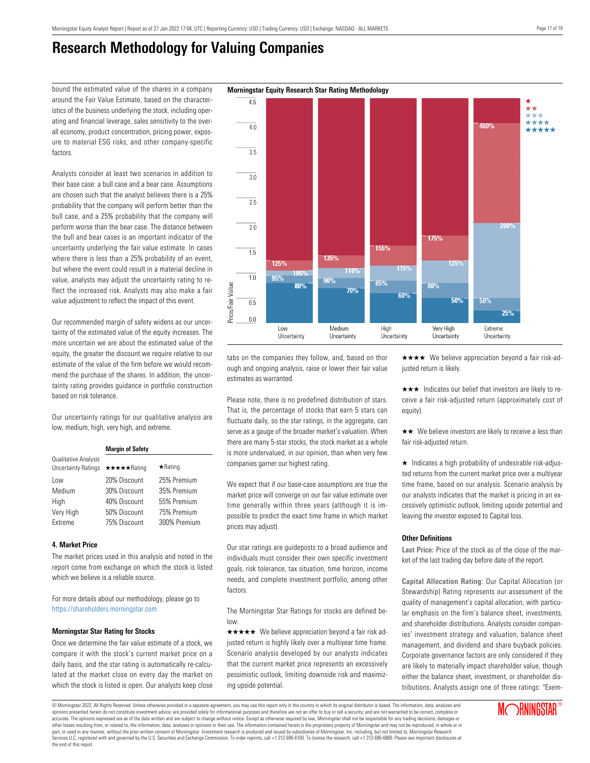# Research Methodology for Valuing Companies

bound the estimated value of the shares in a company around the Fair Value Estimate, based on the characteristics of the business underlying the stock, including operating and financial leverage, sales sensitivity to the overall economy, product concentration, pricing power, exposure to material ESG risks, and other company-specific factors.

Analysts consider at least two scenarios in addition to their base case: a bull case and a bear case. Assumptions are chosen such that the analyst believes there is a 25% probability that the company will perform better than the bull case, and a 25% probability that the company will perform worse than the bear case. The distance between the bull and bear cases is an important indicator of the uncertainty underlying the fair value estimate. In cases where there is less than a 25% probability of an event, but where the event could result in a material decline in value, analysts may adjust the uncertainty rating to reflect the increased risk. Analysts may also make a fair value adjustment to reflect the impact of this event.

Our recommended margin of safety widens as our uncertainty of the estimated value of the equity increases. The more uncertain we are about the estimated value of the equity, the greater the discount we require relative to our estimate of the value of the firm before we would recommend the purchase of the shares. In addition, the uncertainty rating provides guidance in portfolio construction based on risk tolerance.

Our uncertainty ratings for our qualitative analysis are low, medium, high, very high, and extreme.

| Qualitative Analysis Uncertainty Ratings | Margin of Safety ★★★★★Rating | ★Rating |
|---|---|---|
| Low | 20% Discount | 25% Premium |
| Medium | 30% Discount | 35% Premium |
| High | 40% Discount | 55% Premium |
| Very High | 50% Discount | 75% Premium |
| Extreme | 75% Discount | 300% Premium |

**Morningstar Equity Research Star Rating Methodology**

| Price/Fair Value | Low Uncertainty | Medium Uncertainty | High Uncertainty | Very High Uncertainty | Extreme Uncertainty |
|---|---|---|---|---|---|
| ★ above | 125% | 135% | 155% | 175% | 400% |
| ★★ above | 105% | 110% | 115% | 125% | 200% |
| ★★★ above | 95% | 90% | 85% | 80% | 50% |
| ★★★★ above | 80% | 70% | 60% | 50% | 25% |

### 4. Market Price

The market prices used in this analysis and noted in the report come from exchange on which the stock is listed which we believe is a reliable source.

For more details about our methodology, please go to https://shareholders.morningstar.com.

### Morningstar Star Rating for Stocks

Once we determine the fair value estimate of a stock, we compare it with the stock's current market price on a daily basis, and the star rating is automatically re-calculated at the market close on every day the market on which the stock is listed is open. Our analysts keep close tabs on the companies they follow, and, based on thorough and ongoing analysis, raise or lower their fair value estimates as warranted.

Please note, there is no predefined distribution of stars. That is, the percentage of stocks that earn 5 stars can fluctuate daily, so the star ratings, in the aggregate, can serve as a gauge of the broader market's valuation. When there are many 5-star stocks, the stock market as a whole is more undervalued, in our opinion, than when very few companies garner our highest rating.

We expect that if our base-case assumptions are true the market price will converge on our fair value estimate over time generally within three years (although it is impossible to predict the exact time frame in which market prices may adjust).

Our star ratings are guideposts to a broad audience and individuals must consider their own specific investment goals, risk tolerance, tax situation, time horizon, income needs, and complete investment portfolio, among other factors.

The Morningstar Star Ratings for stocks are defined below:

★★★★★ We believe appreciation beyond a fair risk adjusted return is highly likely over a multiyear time frame. Scenario analysis developed by our analysts indicates that the current market price represents an excessively pessimistic outlook, limiting downside risk and maximizing upside potential.

★★★★ We believe appreciation beyond a fair risk-adjusted return is likely.

★★★ Indicates our belief that investors are likely to receive a fair risk-adjusted return (approximately cost of equity).

★★ We believe investors are likely to receive a less than fair risk-adjusted return.

★ Indicates a high probability of undesirable risk-adjusted returns from the current market price over a multiyear time frame, based on our analysis. Scenario analysis by our analysts indicates that the market is pricing in an excessively optimistic outlook, limiting upside potential and leaving the investor exposed to Capital loss.

### Other Definitions

**Last Price:** Price of the stock as of the close of the market of the last trading day before date of the report.

**Capital Allocation Rating:** Our Capital Allocation (or Stewardship) Rating represents our assessment of the quality of management's capital allocation, with particular emphasis on the firm's balance sheet, investments, and shareholder distributions. Analysts consider companies' investment strategy and valuation, balance sheet management, and dividend and share buyback policies. Corporate governance factors are only considered if they are likely to materially impact shareholder value, though either the balance sheet, investment, or shareholder distributions. Analysts assign one of three ratings: "Exem-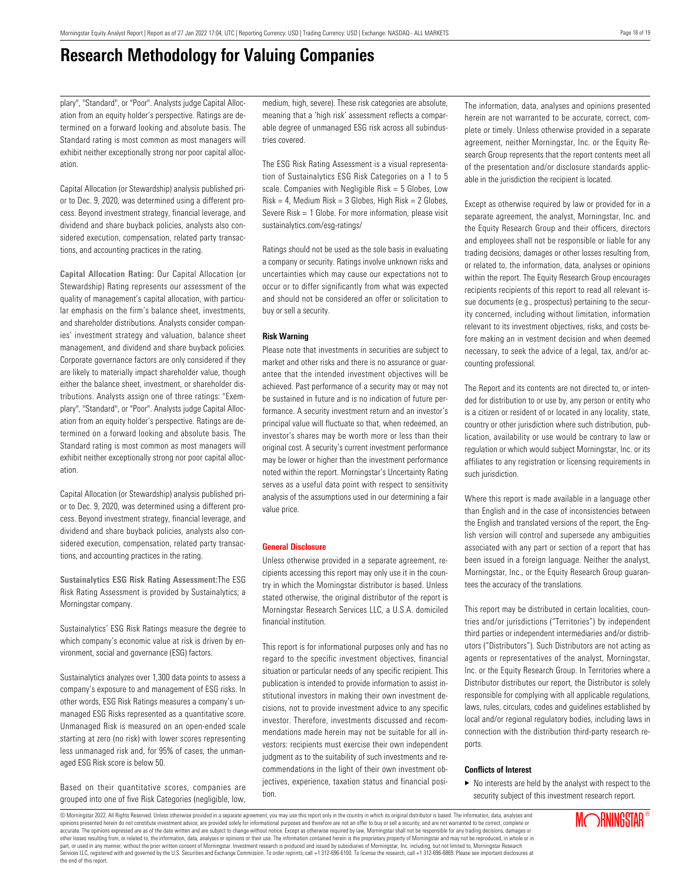# Research Methodology for Valuing Companies

plary", "Standard", or "Poor". Analysts judge Capital Allocation from an equity holder's perspective. Ratings are determined on a forward looking and absolute basis. The Standard rating is most common as most managers will exhibit neither exceptionally strong nor poor capital allocation.

Capital Allocation (or Stewardship) analysis published prior to Dec. 9, 2020, was determined using a different process. Beyond investment strategy, financial leverage, and dividend and share buyback policies, analysts also considered execution, compensation, related party transactions, and accounting practices in the rating.

**Capital Allocation Rating:** Our Capital Allocation (or Stewardship) Rating represents our assessment of the quality of management's capital allocation, with particular emphasis on the firm's balance sheet, investments, and shareholder distributions. Analysts consider companies' investment strategy and valuation, balance sheet management, and dividend and share buyback policies. Corporate governance factors are only considered if they are likely to materially impact shareholder value, though either the balance sheet, investment, or shareholder distributions. Analysts assign one of three ratings: "Exemplary", "Standard", or "Poor". Analysts judge Capital Allocation from an equity holder's perspective. Ratings are determined on a forward looking and absolute basis. The Standard rating is most common as most managers will exhibit neither exceptionally strong nor poor capital allocation.

Capital Allocation (or Stewardship) analysis published prior to Dec. 9, 2020, was determined using a different process. Beyond investment strategy, financial leverage, and dividend and share buyback policies, analysts also considered execution, compensation, related party transactions, and accounting practices in the rating.

**Sustainalytics ESG Risk Rating Assessment:**The ESG Risk Rating Assessment is provided by Sustainalytics; a Morningstar company.

Sustainalytics' ESG Risk Ratings measure the degree to which company's economic value at risk is driven by environment, social and governance (ESG) factors.

Sustainalytics analyzes over 1,300 data points to assess a company's exposure to and management of ESG risks. In other words, ESG Risk Ratings measures a company's unmanaged ESG Risks represented as a quantitative score. Unmanaged Risk is measured on an open-ended scale starting at zero (no risk) with lower scores representing less unmanaged risk and, for 95% of cases, the unmanaged ESG Risk score is below 50.

Based on their quantitative scores, companies are grouped into one of five Risk Categories (negligible, low, medium, high, severe). These risk categories are absolute, meaning that a 'high risk' assessment reflects a comparable degree of unmanaged ESG risk across all subindustries covered.

The ESG Risk Rating Assessment is a visual representation of Sustainalytics ESG Risk Categories on a 1 to 5 scale. Companies with Negligible Risk = 5 Globes, Low Risk = 4, Medium Risk = 3 Globes, High Risk = 2 Globes, Severe Risk = 1 Globe. For more information, please visit sustainalytics.com/esg-ratings/

Ratings should not be used as the sole basis in evaluating a company or security. Ratings involve unknown risks and uncertainties which may cause our expectations not to occur or to differ significantly from what was expected and should not be considered an offer or solicitation to buy or sell a security.

### Risk Warning

Please note that investments in securities are subject to market and other risks and there is no assurance or guarantee that the intended investment objectives will be achieved. Past performance of a security may or may not be sustained in future and is no indication of future performance. A security investment return and an investor's principal value will fluctuate so that, when redeemed, an investor's shares may be worth more or less than their original cost. A security's current investment performance may be lower or higher than the investment performance noted within the report. Morningstar's Uncertainty Rating serves as a useful data point with respect to sensitivity analysis of the assumptions used in our determining a fair value price.

### General Disclosure

Unless otherwise provided in a separate agreement, recipients accessing this report may only use it in the country in which the Morningstar distributor is based. Unless stated otherwise, the original distributor of the report is Morningstar Research Services LLC, a U.S.A. domiciled financial institution.

This report is for informational purposes only and has no regard to the specific investment objectives, financial situation or particular needs of any specific recipient. This publication is intended to provide information to assist institutional investors in making their own investment decisions, not to provide investment advice to any specific investor. Therefore, investments discussed and recommendations made herein may not be suitable for all investors: recipients must exercise their own independent judgment as to the suitability of such investments and recommendations in the light of their own investment objectives, experience, taxation status and financial position.

The information, data, analyses and opinions presented herein are not warranted to be accurate, correct, complete or timely. Unless otherwise provided in a separate agreement, neither Morningstar, Inc. or the Equity Research Group represents that the report contents meet all of the presentation and/or disclosure standards applicable in the jurisdiction the recipient is located.

Except as otherwise required by law or provided for in a separate agreement, the analyst, Morningstar, Inc. and the Equity Research Group and their officers, directors and employees shall not be responsible or liable for any trading decisions, damages or other losses resulting from, or related to, the information, data, analyses or opinions within the report. The Equity Research Group encourages recipients recipients of this report to read all relevant issue documents (e.g., prospectus) pertaining to the security concerned, including without limitation, information relevant to its investment objectives, risks, and costs before making an in vestment decision and when deemed necessary, to seek the advice of a legal, tax, and/or accounting professional.

The Report and its contents are not directed to, or intended for distribution to or use by, any person or entity who is a citizen or resident of or located in any locality, state, country or other jurisdiction where such distribution, publication, availability or use would be contrary to law or regulation or which would subject Morningstar, Inc. or its affiliates to any registration or licensing requirements in such jurisdiction.

Where this report is made available in a language other than English and in the case of inconsistencies between the English and translated versions of the report, the English version will control and supersede any ambiguities associated with any part or section of a report that has been issued in a foreign language. Neither the analyst, Morningstar, Inc., or the Equity Research Group guarantees the accuracy of the translations.

This report may be distributed in certain localities, countries and/or jurisdictions ("Territories") by independent third parties or independent intermediaries and/or distributors ("Distributors"). Such Distributors are not acting as agents or representatives of the analyst, Morningstar, Inc. or the Equity Research Group. In Territories where a Distributor distributes our report, the Distributor is solely responsible for complying with all applicable regulations, laws, rules, circulars, codes and guidelines established by local and/or regional regulatory bodies, including laws in connection with the distribution third-party research reports.

### Conflicts of Interest

- No interests are held by the analyst with respect to the security subject of this investment research report.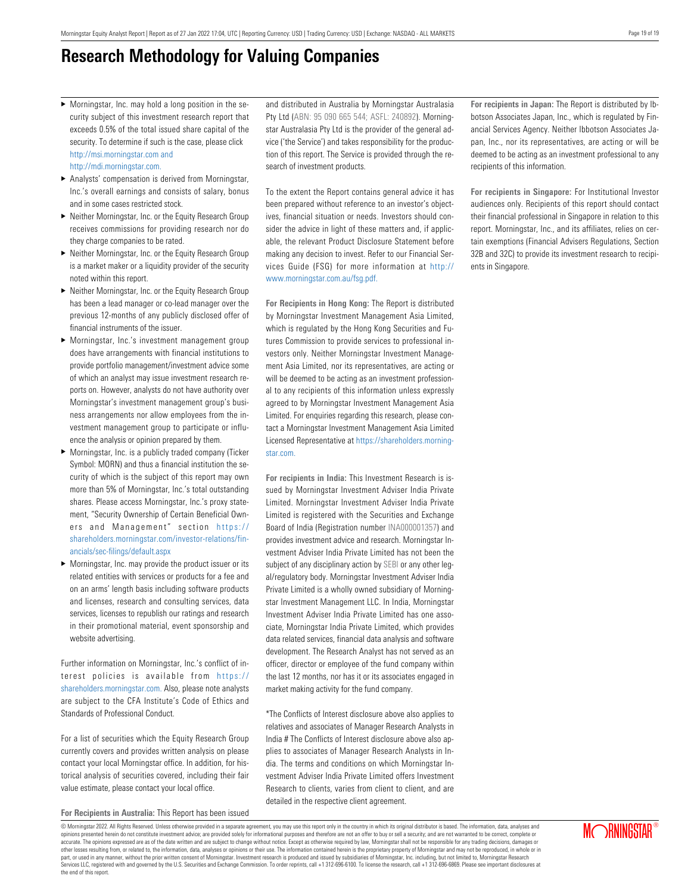# Research Methodology for Valuing Companies

- Morningstar, Inc. may hold a long position in the security subject of this investment research report that exceeds 0.5% of the total issued share capital of the security. To determine if such is the case, please click http://msi.morningstar.com and http://mdi.morningstar.com.
- Analysts' compensation is derived from Morningstar, Inc.'s overall earnings and consists of salary, bonus and in some cases restricted stock.
- Neither Morningstar, Inc. or the Equity Research Group receives commissions for providing research nor do they charge companies to be rated.
- Neither Morningstar, Inc. or the Equity Research Group is a market maker or a liquidity provider of the security noted within this report.
- Neither Morningstar, Inc. or the Equity Research Group has been a lead manager or co-lead manager over the previous 12-months of any publicly disclosed offer of financial instruments of the issuer.
- Morningstar, Inc.'s investment management group does have arrangements with financial institutions to provide portfolio management/investment advice some of which an analyst may issue investment research reports on. However, analysts do not have authority over Morningstar's investment management group's business arrangements nor allow employees from the investment management group to participate or influence the analysis or opinion prepared by them.
- Morningstar, Inc. is a publicly traded company (Ticker Symbol: MORN) and thus a financial institution the security of which is the subject of this report may own more than 5% of Morningstar, Inc.'s total outstanding shares. Please access Morningstar, Inc.'s proxy statement, "Security Ownership of Certain Beneficial Owners and Management" section https://shareholders.morningstar.com/investor-relations/financials/sec-filings/default.aspx
- Morningstar, Inc. may provide the product issuer or its related entities with services or products for a fee and on an arms' length basis including software products and licenses, research and consulting services, data services, licenses to republish our ratings and research in their promotional material, event sponsorship and website advertising.

Further information on Morningstar, Inc.'s conflict of interest policies is available from https://shareholders.morningstar.com. Also, please note analysts are subject to the CFA Institute's Code of Ethics and Standards of Professional Conduct.

For a list of securities which the Equity Research Group currently covers and provides written analysis on please contact your local Morningstar office. In addition, for historical analysis of securities covered, including their fair value estimate, please contact your local office.

**For Recipients in Australia:** This Report has been issued and distributed in Australia by Morningstar Australasia Pty Ltd (ABN: 95 090 665 544; ASFL: 240892). Morningstar Australasia Pty Ltd is the provider of the general advice ('the Service') and takes responsibility for the production of this report. The Service is provided through the research of investment products.

To the extent the Report contains general advice it has been prepared without reference to an investor's objectives, financial situation or needs. Investors should consider the advice in light of these matters and, if applicable, the relevant Product Disclosure Statement before making any decision to invest. Refer to our Financial Services Guide (FSG) for more information at http://www.morningstar.com.au/fsg.pdf.

**For Recipients in Hong Kong:** The Report is distributed by Morningstar Investment Management Asia Limited, which is regulated by the Hong Kong Securities and Futures Commission to provide services to professional investors only. Neither Morningstar Investment Management Asia Limited, nor its representatives, are acting or will be deemed to be acting as an investment professional to any recipients of this information unless expressly agreed to by Morningstar Investment Management Asia Limited. For enquiries regarding this research, please contact a Morningstar Investment Management Asia Limited Licensed Representative at https://shareholders.morningstar.com.

**For recipients in India:** This Investment Research is issued by Morningstar Investment Adviser India Private Limited. Morningstar Investment Adviser India Private Limited is registered with the Securities and Exchange Board of India (Registration number INA000001357) and provides investment advice and research. Morningstar Investment Adviser India Private Limited has not been the subject of any disciplinary action by SEBI or any other legal/regulatory body. Morningstar Investment Adviser India Private Limited is a wholly owned subsidiary of Morningstar Investment Management LLC. In India, Morningstar Investment Adviser India Private Limited has one associate, Morningstar India Private Limited, which provides data related services, financial data analysis and software development. The Research Analyst has not served as an officer, director or employee of the fund company within the last 12 months, nor has it or its associates engaged in market making activity for the fund company.

*The Conflicts of Interest disclosure above also applies to relatives and associates of Manager Research Analysts in India # The Conflicts of Interest disclosure above also applies to associates of Manager Research Analysts in India. The terms and conditions on which Morningstar Investment Adviser India Private Limited offers Investment Research to clients, varies from client to client, and are detailed in the respective client agreement.

**For recipients in Japan:** The Report is distributed by Ibbotson Associates Japan, Inc., which is regulated by Financial Services Agency. Neither Ibbotson Associates Japan, Inc., nor its representatives, are acting or will be deemed to be acting as an investment professional to any recipients of this information.

**For recipients in Singapore:** For Institutional Investor audiences only. Recipients of this report should contact their financial professional in Singapore in relation to this report. Morningstar, Inc., and its affiliates, relies on certain exemptions (Financial Advisers Regulations, Section 32B and 32C) to provide its investment research to recipients in Singapore.

© Morningstar 2022. All Rights Reserved. Unless otherwise provided in a separate agreement, you may use this report only in the country in which its original distributor is based. The information, data, analyses and opinions presented herein do not constitute investment advice; are provided solely for informational purposes and therefore are not an offer to buy or sell a security; and are not warranted to be correct, complete or accurate. The opinions expressed are as of the date written and are subject to change without notice. Except as otherwise required by law, Morningstar shall not be responsible for any trading decisions, damages or other losses resulting from, or related to, the information, data, analyses or opinions or their use. The information contained herein is the proprietary property of Morningstar and may not be reproduced, in whole or in part, or used in any manner, without the prior written consent of Morningstar. Investment research is produced and issued by subsidiaries of Morningstar, Inc. including, but not limited to, Morningstar Research Services LLC, registered with and governed by the U.S. Securities and Exchange Commission. To order reprints, call +1 312-696-6100. To license the research, call +1 312-696-6869. Please see important disclosures at the end of this report.